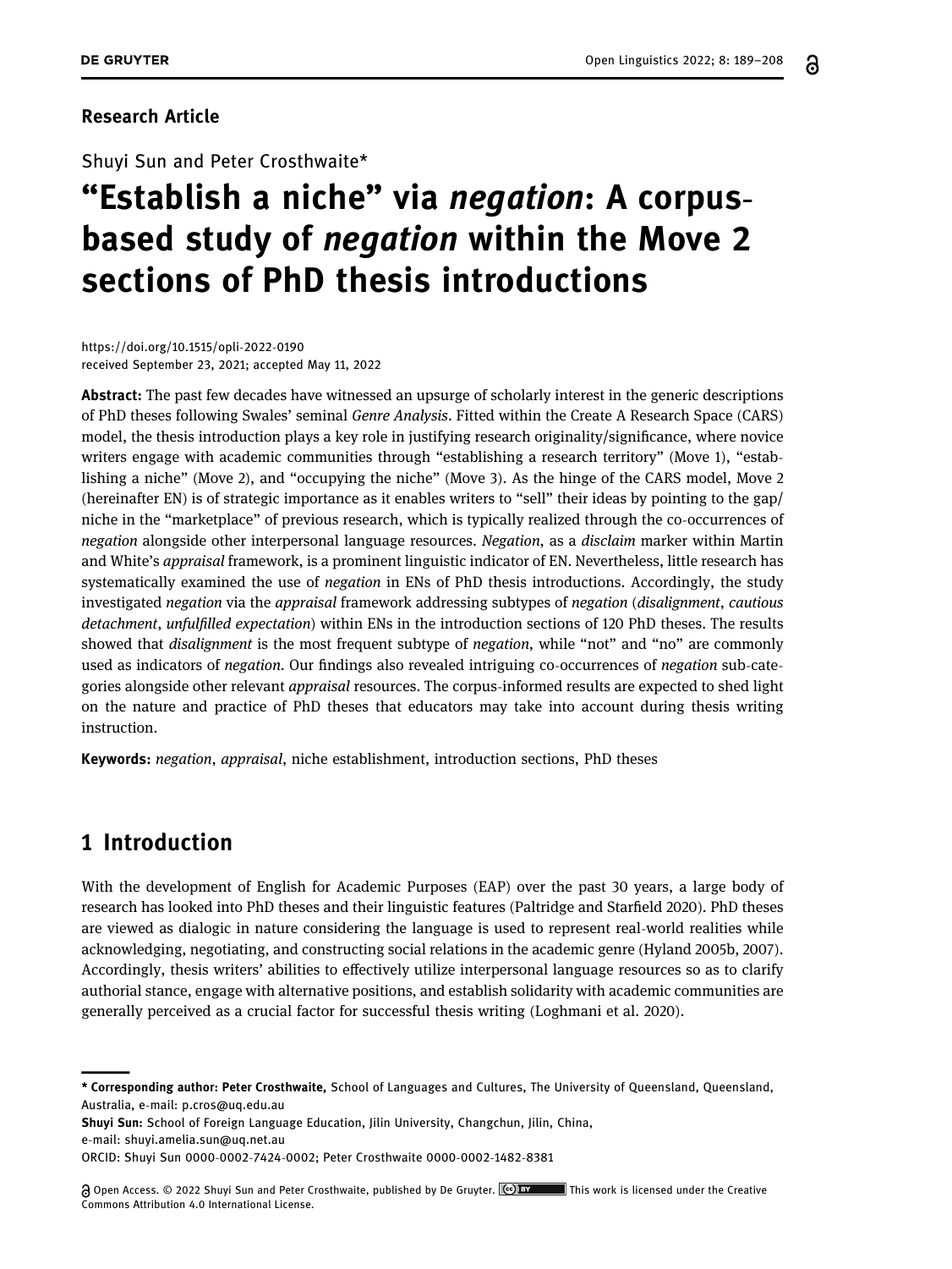**Research Article**

Shuyi Sun and Peter Crosthwaite*

# "Establish a niche" via *negation*: A corpus-based study of *negation* within the Move 2 sections of PhD thesis introductions

https://doi.org/10.1515/opli-2022-0190
received September 23, 2021; accepted May 11, 2022

**Abstract:** The past few decades have witnessed an upsurge of scholarly interest in the generic descriptions of PhD theses following Swales' seminal *Genre Analysis*. Fitted within the Create A Research Space (CARS) model, the thesis introduction plays a key role in justifying research originality/significance, where novice writers engage with academic communities through "establishing a research territory" (Move 1), "establishing a niche" (Move 2), and "occupying the niche" (Move 3). As the hinge of the CARS model, Move 2 (hereinafter EN) is of strategic importance as it enables writers to "sell" their ideas by pointing to the gap/niche in the "marketplace" of previous research, which is typically realized through the co-occurrences of *negation* alongside other interpersonal language resources. *Negation*, as a *disclaim* marker within Martin and White's *appraisal* framework, is a prominent linguistic indicator of EN. Nevertheless, little research has systematically examined the use of *negation* in ENs of PhD thesis introductions. Accordingly, the study investigated *negation* via the *appraisal* framework addressing subtypes of *negation* (*disalignment*, *cautious detachment*, *unfulfilled expectation*) within ENs in the introduction sections of 120 PhD theses. The results showed that *disalignment* is the most frequent subtype of *negation*, while "not" and "no" are commonly used as indicators of *negation*. Our findings also revealed intriguing co-occurrences of *negation* sub-categories alongside other relevant *appraisal* resources. The corpus-informed results are expected to shed light on the nature and practice of PhD theses that educators may take into account during thesis writing instruction.

**Keywords:** *negation*, *appraisal*, niche establishment, introduction sections, PhD theses

## 1 Introduction

With the development of English for Academic Purposes (EAP) over the past 30 years, a large body of research has looked into PhD theses and their linguistic features (Paltridge and Starfield 2020). PhD theses are viewed as dialogic in nature considering the language is used to represent real-world realities while acknowledging, negotiating, and constructing social relations in the academic genre (Hyland 2005b, 2007). Accordingly, thesis writers' abilities to effectively utilize interpersonal language resources so as to clarify authorial stance, engage with alternative positions, and establish solidarity with academic communities are generally perceived as a crucial factor for successful thesis writing (Loghmani et al. 2020).

---

**\* Corresponding author: Peter Crosthwaite,** School of Languages and Cultures, The University of Queensland, Queensland, Australia, e-mail: p.cros@uq.edu.au
**Shuyi Sun:** School of Foreign Language Education, Jilin University, Changchun, Jilin, China, e-mail: shuyi.amelia.sun@uq.net.au
ORCID: Shuyi Sun 0000-0002-7424-0002; Peter Crosthwaite 0000-0002-1482-8381

Open Access. © 2022 Shuyi Sun and Peter Crosthwaite, published by De Gruyter. This work is licensed under the Creative Commons Attribution 4.0 International License.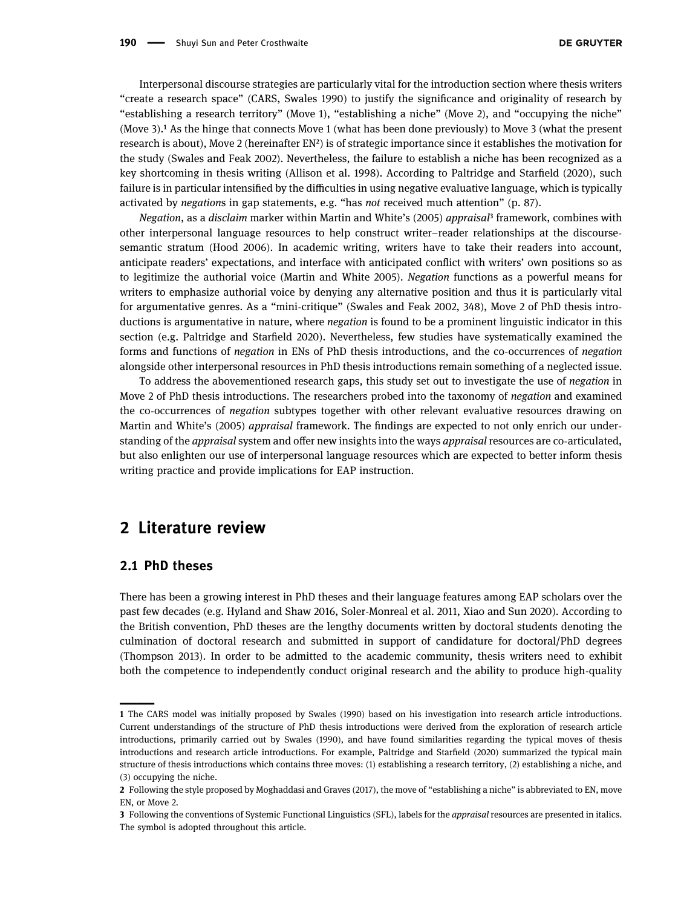Interpersonal discourse strategies are particularly vital for the introduction section where thesis writers "create a research space" (CARS, Swales 1990) to justify the significance and originality of research by "establishing a research territory" (Move 1), "establishing a niche" (Move 2), and "occupying the niche" (Move 3).[1] As the hinge that connects Move 1 (what has been done previously) to Move 3 (what the present research is about), Move 2 (hereinafter EN[2]) is of strategic importance since it establishes the motivation for the study (Swales and Feak 2002). Nevertheless, the failure to establish a niche has been recognized as a key shortcoming in thesis writing (Allison et al. 1998). According to Paltridge and Starfield (2020), such failure is in particular intensified by the difficulties in using negative evaluative language, which is typically activated by *negation*s in gap statements, e.g. "has *not* received much attention" (p. 87).

*Negation*, as a *disclaim* marker within Martin and White's (2005) *appraisal*[3] framework, combines with other interpersonal language resources to help construct writer–reader relationships at the discourse-semantic stratum (Hood 2006). In academic writing, writers have to take their readers into account, anticipate readers' expectations, and interface with anticipated conflict with writers' own positions so as to legitimize the authorial voice (Martin and White 2005). *Negation* functions as a powerful means for writers to emphasize authorial voice by denying any alternative position and thus it is particularly vital for argumentative genres. As a "mini-critique" (Swales and Feak 2002, 348), Move 2 of PhD thesis introductions is argumentative in nature, where *negation* is found to be a prominent linguistic indicator in this section (e.g. Paltridge and Starfield 2020). Nevertheless, few studies have systematically examined the forms and functions of *negation* in ENs of PhD thesis introductions, and the co-occurrences of *negation* alongside other interpersonal resources in PhD thesis introductions remain something of a neglected issue.

To address the abovementioned research gaps, this study set out to investigate the use of *negation* in Move 2 of PhD thesis introductions. The researchers probed into the taxonomy of *negation* and examined the co-occurrences of *negation* subtypes together with other relevant evaluative resources drawing on Martin and White's (2005) *appraisal* framework. The findings are expected to not only enrich our understanding of the *appraisal* system and offer new insights into the ways *appraisal* resources are co-articulated, but also enlighten our use of interpersonal language resources which are expected to better inform thesis writing practice and provide implications for EAP instruction.

## 2 Literature review

### 2.1 PhD theses

There has been a growing interest in PhD theses and their language features among EAP scholars over the past few decades (e.g. Hyland and Shaw 2016, Soler-Monreal et al. 2011, Xiao and Sun 2020). According to the British convention, PhD theses are the lengthy documents written by doctoral students denoting the culmination of doctoral research and submitted in support of candidature for doctoral/PhD degrees (Thompson 2013). In order to be admitted to the academic community, thesis writers need to exhibit both the competence to independently conduct original research and the ability to produce high-quality

---

**1** The CARS model was initially proposed by Swales (1990) based on his investigation into research article introductions. Current understandings of the structure of PhD thesis introductions were derived from the exploration of research article introductions, primarily carried out by Swales (1990), and have found similarities regarding the typical moves of thesis introductions and research article introductions. For example, Paltridge and Starfield (2020) summarized the typical main structure of thesis introductions which contains three moves: (1) establishing a research territory, (2) establishing a niche, and (3) occupying the niche.

**2** Following the style proposed by Moghaddasi and Graves (2017), the move of "establishing a niche" is abbreviated to EN, move EN, or Move 2.

**3** Following the conventions of Systemic Functional Linguistics (SFL), labels for the *appraisal* resources are presented in italics. The symbol is adopted throughout this article.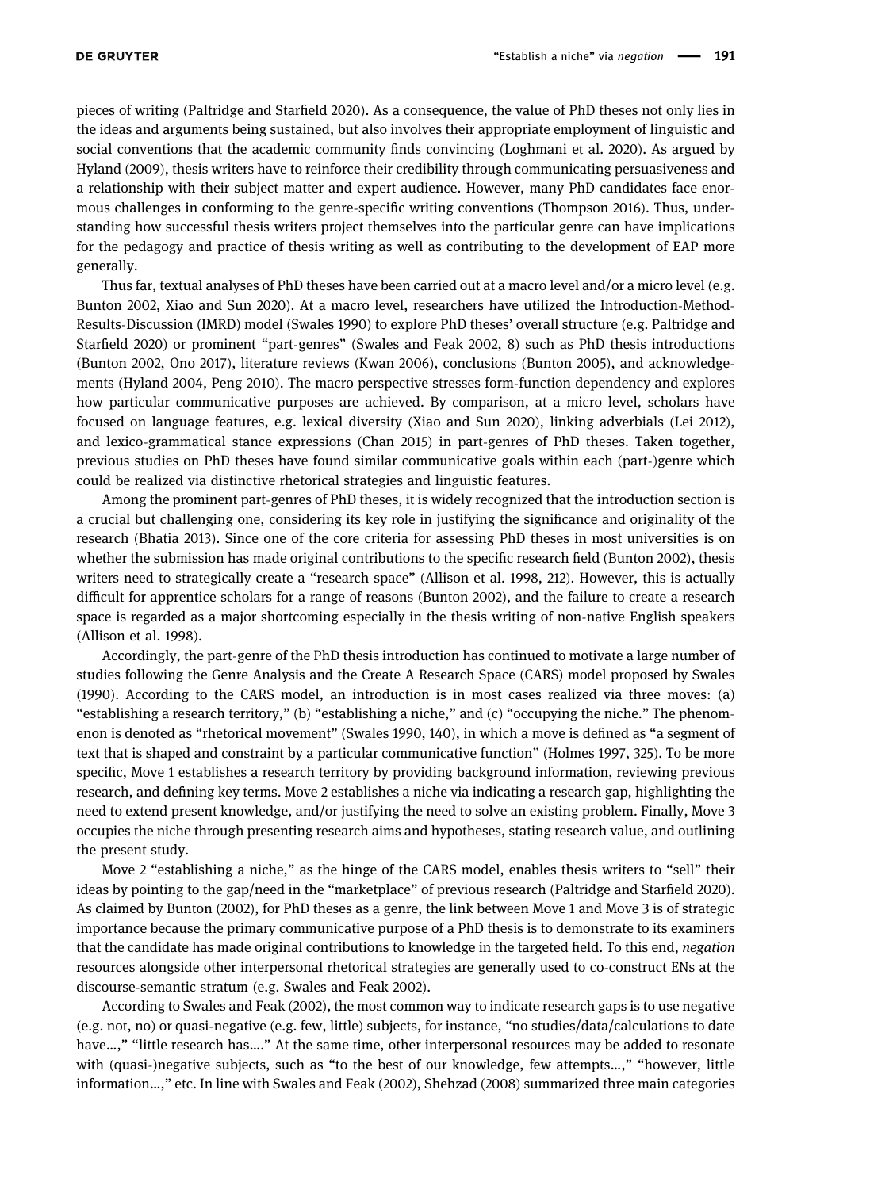pieces of writing (Paltridge and Starfield 2020). As a consequence, the value of PhD theses not only lies in the ideas and arguments being sustained, but also involves their appropriate employment of linguistic and social conventions that the academic community finds convincing (Loghmani et al. 2020). As argued by Hyland (2009), thesis writers have to reinforce their credibility through communicating persuasiveness and a relationship with their subject matter and expert audience. However, many PhD candidates face enormous challenges in conforming to the genre-specific writing conventions (Thompson 2016). Thus, understanding how successful thesis writers project themselves into the particular genre can have implications for the pedagogy and practice of thesis writing as well as contributing to the development of EAP more generally.

Thus far, textual analyses of PhD theses have been carried out at a macro level and/or a micro level (e.g. Bunton 2002, Xiao and Sun 2020). At a macro level, researchers have utilized the Introduction-Method-Results-Discussion (IMRD) model (Swales 1990) to explore PhD theses' overall structure (e.g. Paltridge and Starfield 2020) or prominent "part-genres" (Swales and Feak 2002, 8) such as PhD thesis introductions (Bunton 2002, Ono 2017), literature reviews (Kwan 2006), conclusions (Bunton 2005), and acknowledgements (Hyland 2004, Peng 2010). The macro perspective stresses form-function dependency and explores how particular communicative purposes are achieved. By comparison, at a micro level, scholars have focused on language features, e.g. lexical diversity (Xiao and Sun 2020), linking adverbials (Lei 2012), and lexico-grammatical stance expressions (Chan 2015) in part-genres of PhD theses. Taken together, previous studies on PhD theses have found similar communicative goals within each (part-)genre which could be realized via distinctive rhetorical strategies and linguistic features.

Among the prominent part-genres of PhD theses, it is widely recognized that the introduction section is a crucial but challenging one, considering its key role in justifying the significance and originality of the research (Bhatia 2013). Since one of the core criteria for assessing PhD theses in most universities is on whether the submission has made original contributions to the specific research field (Bunton 2002), thesis writers need to strategically create a "research space" (Allison et al. 1998, 212). However, this is actually difficult for apprentice scholars for a range of reasons (Bunton 2002), and the failure to create a research space is regarded as a major shortcoming especially in the thesis writing of non-native English speakers (Allison et al. 1998).

Accordingly, the part-genre of the PhD thesis introduction has continued to motivate a large number of studies following the Genre Analysis and the Create A Research Space (CARS) model proposed by Swales (1990). According to the CARS model, an introduction is in most cases realized via three moves: (a) "establishing a research territory," (b) "establishing a niche," and (c) "occupying the niche." The phenomenon is denoted as "rhetorical movement" (Swales 1990, 140), in which a move is defined as "a segment of text that is shaped and constraint by a particular communicative function" (Holmes 1997, 325). To be more specific, Move 1 establishes a research territory by providing background information, reviewing previous research, and defining key terms. Move 2 establishes a niche via indicating a research gap, highlighting the need to extend present knowledge, and/or justifying the need to solve an existing problem. Finally, Move 3 occupies the niche through presenting research aims and hypotheses, stating research value, and outlining the present study.

Move 2 "establishing a niche," as the hinge of the CARS model, enables thesis writers to "sell" their ideas by pointing to the gap/need in the "marketplace" of previous research (Paltridge and Starfield 2020). As claimed by Bunton (2002), for PhD theses as a genre, the link between Move 1 and Move 3 is of strategic importance because the primary communicative purpose of a PhD thesis is to demonstrate to its examiners that the candidate has made original contributions to knowledge in the targeted field. To this end, *negation* resources alongside other interpersonal rhetorical strategies are generally used to co-construct ENs at the discourse-semantic stratum (e.g. Swales and Feak 2002).

According to Swales and Feak (2002), the most common way to indicate research gaps is to use negative (e.g. not, no) or quasi-negative (e.g. few, little) subjects, for instance, "no studies/data/calculations to date have…," "little research has…." At the same time, other interpersonal resources may be added to resonate with (quasi-)negative subjects, such as "to the best of our knowledge, few attempts…," "however, little information…," etc. In line with Swales and Feak (2002), Shehzad (2008) summarized three main categories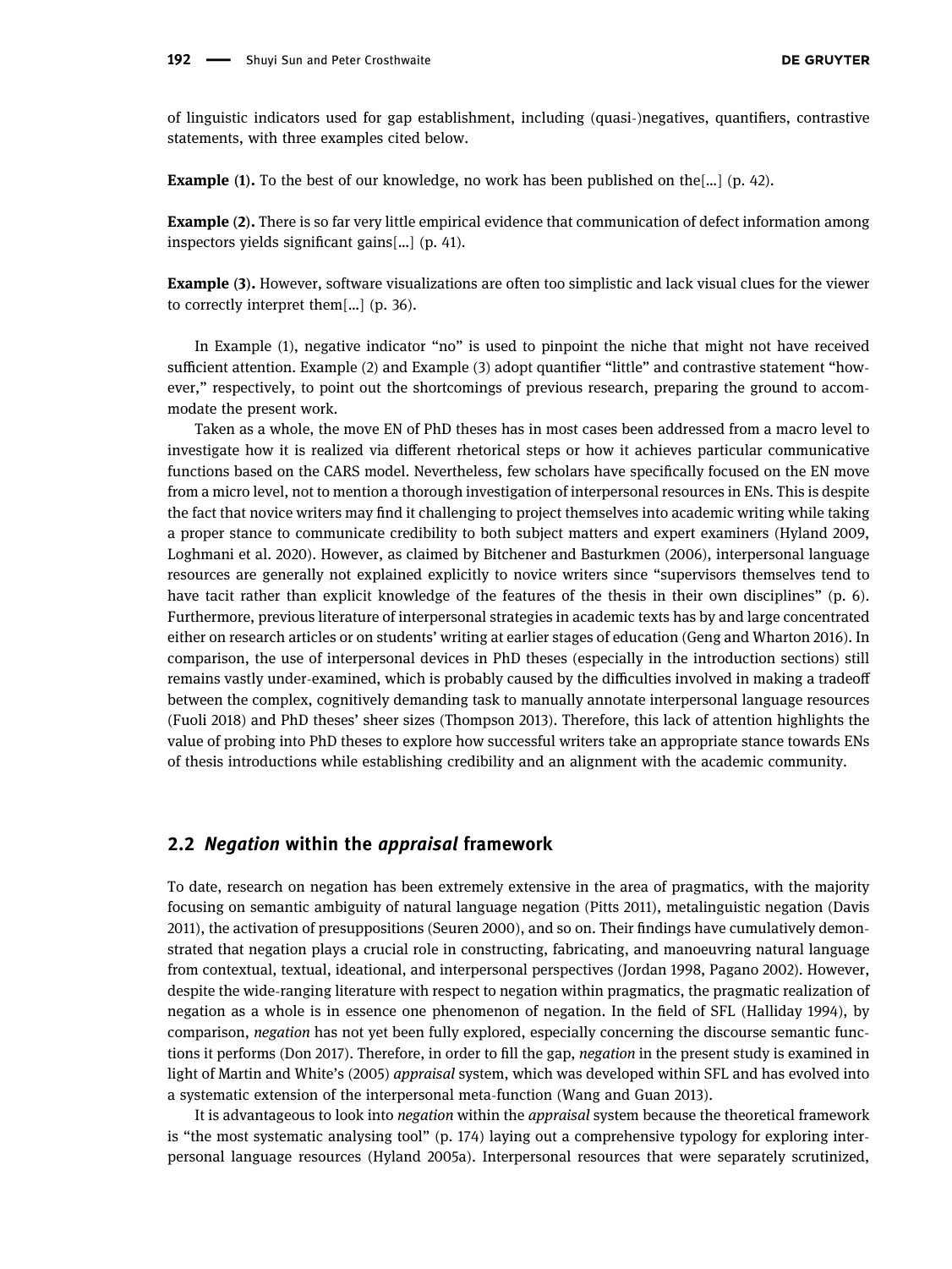of linguistic indicators used for gap establishment, including (quasi-)negatives, quantifiers, contrastive statements, with three examples cited below.

**Example (1).** To the best of our knowledge, no work has been published on the[…] (p. 42).

**Example (2).** There is so far very little empirical evidence that communication of defect information among inspectors yields significant gains[…] (p. 41).

**Example (3).** However, software visualizations are often too simplistic and lack visual clues for the viewer to correctly interpret them[…] (p. 36).

In Example (1), negative indicator "no" is used to pinpoint the niche that might not have received sufficient attention. Example (2) and Example (3) adopt quantifier "little" and contrastive statement "however," respectively, to point out the shortcomings of previous research, preparing the ground to accommodate the present work.

Taken as a whole, the move EN of PhD theses has in most cases been addressed from a macro level to investigate how it is realized via different rhetorical steps or how it achieves particular communicative functions based on the CARS model. Nevertheless, few scholars have specifically focused on the EN move from a micro level, not to mention a thorough investigation of interpersonal resources in ENs. This is despite the fact that novice writers may find it challenging to project themselves into academic writing while taking a proper stance to communicate credibility to both subject matters and expert examiners (Hyland 2009, Loghmani et al. 2020). However, as claimed by Bitchener and Basturkmen (2006), interpersonal language resources are generally not explained explicitly to novice writers since "supervisors themselves tend to have tacit rather than explicit knowledge of the features of the thesis in their own disciplines" (p. 6). Furthermore, previous literature of interpersonal strategies in academic texts has by and large concentrated either on research articles or on students' writing at earlier stages of education (Geng and Wharton 2016). In comparison, the use of interpersonal devices in PhD theses (especially in the introduction sections) still remains vastly under-examined, which is probably caused by the difficulties involved in making a tradeoff between the complex, cognitively demanding task to manually annotate interpersonal language resources (Fuoli 2018) and PhD theses' sheer sizes (Thompson 2013). Therefore, this lack of attention highlights the value of probing into PhD theses to explore how successful writers take an appropriate stance towards ENs of thesis introductions while establishing credibility and an alignment with the academic community.

## 2.2 *Negation* within the *appraisal* framework

To date, research on negation has been extremely extensive in the area of pragmatics, with the majority focusing on semantic ambiguity of natural language negation (Pitts 2011), metalinguistic negation (Davis 2011), the activation of presuppositions (Seuren 2000), and so on. Their findings have cumulatively demonstrated that negation plays a crucial role in constructing, fabricating, and manoeuvring natural language from contextual, textual, ideational, and interpersonal perspectives (Jordan 1998, Pagano 2002). However, despite the wide-ranging literature with respect to negation within pragmatics, the pragmatic realization of negation as a whole is in essence one phenomenon of negation. In the field of SFL (Halliday 1994), by comparison, *negation* has not yet been fully explored, especially concerning the discourse semantic functions it performs (Don 2017). Therefore, in order to fill the gap, *negation* in the present study is examined in light of Martin and White's (2005) *appraisal* system, which was developed within SFL and has evolved into a systematic extension of the interpersonal meta-function (Wang and Guan 2013).

It is advantageous to look into *negation* within the *appraisal* system because the theoretical framework is "the most systematic analysing tool" (p. 174) laying out a comprehensive typology for exploring interpersonal language resources (Hyland 2005a). Interpersonal resources that were separately scrutinized,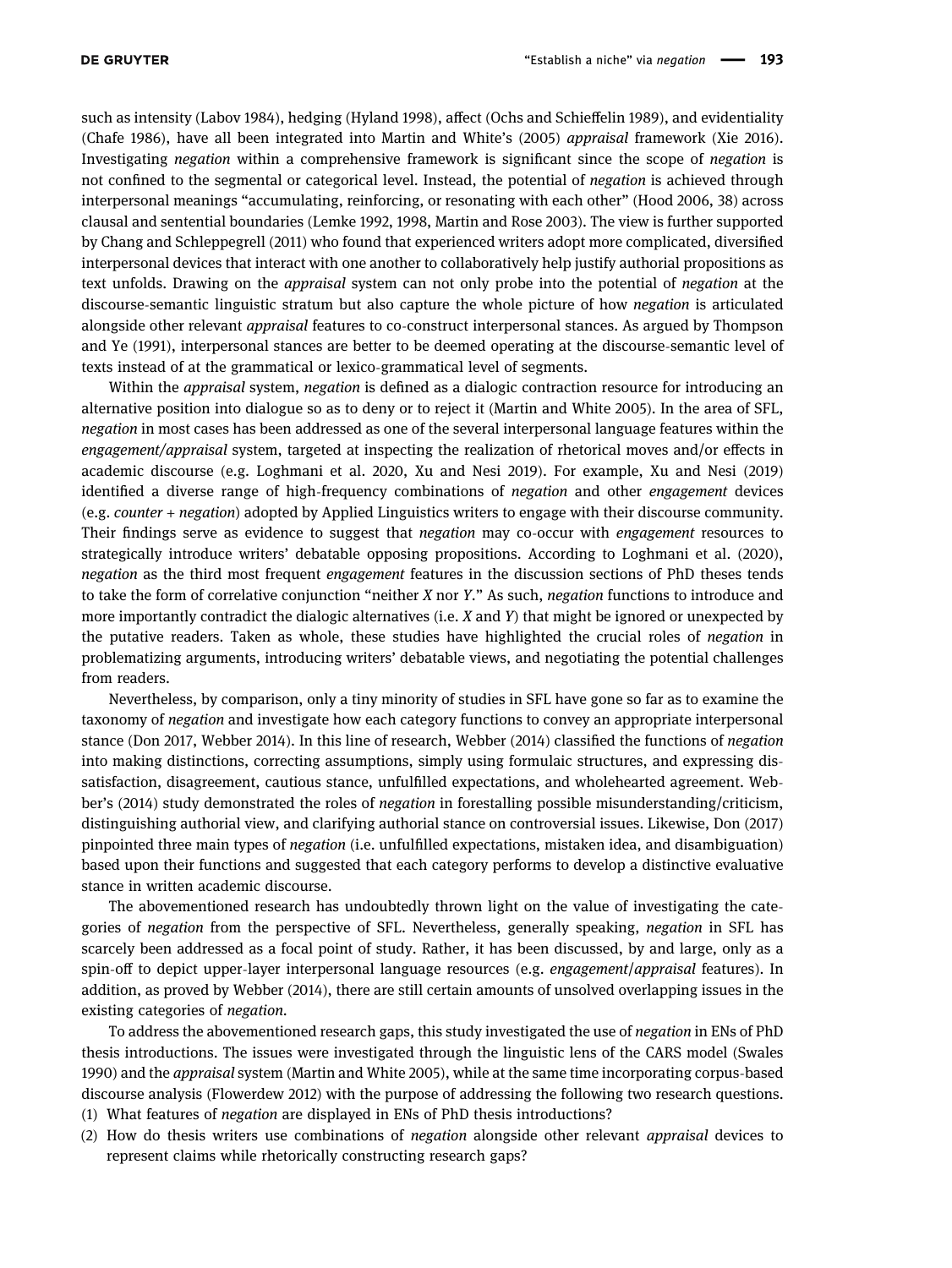such as intensity (Labov 1984), hedging (Hyland 1998), affect (Ochs and Schieffelin 1989), and evidentiality (Chafe 1986), have all been integrated into Martin and White's (2005) *appraisal* framework (Xie 2016). Investigating *negation* within a comprehensive framework is significant since the scope of *negation* is not confined to the segmental or categorical level. Instead, the potential of *negation* is achieved through interpersonal meanings "accumulating, reinforcing, or resonating with each other" (Hood 2006, 38) across clausal and sentential boundaries (Lemke 1992, 1998, Martin and Rose 2003). The view is further supported by Chang and Schleppegrell (2011) who found that experienced writers adopt more complicated, diversified interpersonal devices that interact with one another to collaboratively help justify authorial propositions as text unfolds. Drawing on the *appraisal* system can not only probe into the potential of *negation* at the discourse-semantic linguistic stratum but also capture the whole picture of how *negation* is articulated alongside other relevant *appraisal* features to co-construct interpersonal stances. As argued by Thompson and Ye (1991), interpersonal stances are better to be deemed operating at the discourse-semantic level of texts instead of at the grammatical or lexico-grammatical level of segments.

Within the *appraisal* system, *negation* is defined as a dialogic contraction resource for introducing an alternative position into dialogue so as to deny or to reject it (Martin and White 2005). In the area of SFL, *negation* in most cases has been addressed as one of the several interpersonal language features within the *engagement*/*appraisal* system, targeted at inspecting the realization of rhetorical moves and/or effects in academic discourse (e.g. Loghmani et al. 2020, Xu and Nesi 2019). For example, Xu and Nesi (2019) identified a diverse range of high-frequency combinations of *negation* and other *engagement* devices (e.g. *counter* + *negation*) adopted by Applied Linguistics writers to engage with their discourse community. Their findings serve as evidence to suggest that *negation* may co-occur with *engagement* resources to strategically introduce writers' debatable opposing propositions. According to Loghmani et al. (2020), *negation* as the third most frequent *engagement* features in the discussion sections of PhD theses tends to take the form of correlative conjunction "neither *X* nor *Y*." As such, *negation* functions to introduce and more importantly contradict the dialogic alternatives (i.e. *X* and *Y*) that might be ignored or unexpected by the putative readers. Taken as whole, these studies have highlighted the crucial roles of *negation* in problematizing arguments, introducing writers' debatable views, and negotiating the potential challenges from readers.

Nevertheless, by comparison, only a tiny minority of studies in SFL have gone so far as to examine the taxonomy of *negation* and investigate how each category functions to convey an appropriate interpersonal stance (Don 2017, Webber 2014). In this line of research, Webber (2014) classified the functions of *negation* into making distinctions, correcting assumptions, simply using formulaic structures, and expressing dissatisfaction, disagreement, cautious stance, unfulfilled expectations, and wholehearted agreement. Webber's (2014) study demonstrated the roles of *negation* in forestalling possible misunderstanding/criticism, distinguishing authorial view, and clarifying authorial stance on controversial issues. Likewise, Don (2017) pinpointed three main types of *negation* (i.e. unfulfilled expectations, mistaken idea, and disambiguation) based upon their functions and suggested that each category performs to develop a distinctive evaluative stance in written academic discourse.

The abovementioned research has undoubtedly thrown light on the value of investigating the categories of *negation* from the perspective of SFL. Nevertheless, generally speaking, *negation* in SFL has scarcely been addressed as a focal point of study. Rather, it has been discussed, by and large, only as a spin-off to depict upper-layer interpersonal language resources (e.g. *engagement*/*appraisal* features). In addition, as proved by Webber (2014), there are still certain amounts of unsolved overlapping issues in the existing categories of *negation*.

To address the abovementioned research gaps, this study investigated the use of *negation* in ENs of PhD thesis introductions. The issues were investigated through the linguistic lens of the CARS model (Swales 1990) and the *appraisal* system (Martin and White 2005), while at the same time incorporating corpus-based discourse analysis (Flowerdew 2012) with the purpose of addressing the following two research questions.

(1) What features of *negation* are displayed in ENs of PhD thesis introductions?
(2) How do thesis writers use combinations of *negation* alongside other relevant *appraisal* devices to represent claims while rhetorically constructing research gaps?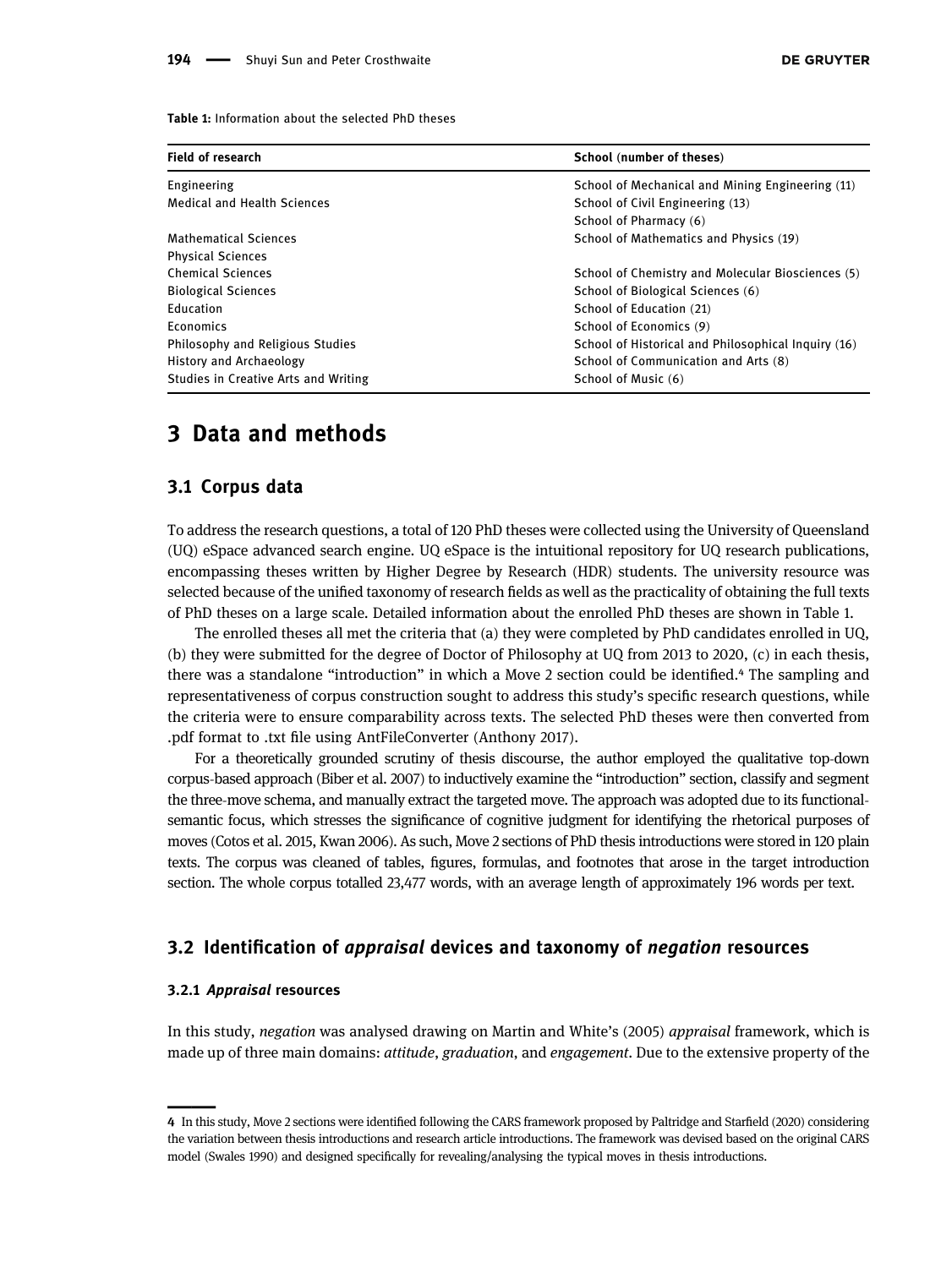**Table 1:** Information about the selected PhD theses

| Field of research | School (number of theses) |
|---|---|
| Engineering | School of Mechanical and Mining Engineering (11) |
| Medical and Health Sciences | School of Civil Engineering (13) |
| | School of Pharmacy (6) |
| Mathematical Sciences | School of Mathematics and Physics (19) |
| Physical Sciences | |
| Chemical Sciences | School of Chemistry and Molecular Biosciences (5) |
| Biological Sciences | School of Biological Sciences (6) |
| Education | School of Education (21) |
| Economics | School of Economics (9) |
| Philosophy and Religious Studies | School of Historical and Philosophical Inquiry (16) |
| History and Archaeology | School of Communication and Arts (8) |
| Studies in Creative Arts and Writing | School of Music (6) |

## 3 Data and methods

### 3.1 Corpus data

To address the research questions, a total of 120 PhD theses were collected using the University of Queensland (UQ) eSpace advanced search engine. UQ eSpace is the intuitional repository for UQ research publications, encompassing theses written by Higher Degree by Research (HDR) students. The university resource was selected because of the unified taxonomy of research fields as well as the practicality of obtaining the full texts of PhD theses on a large scale. Detailed information about the enrolled PhD theses are shown in Table 1.

The enrolled theses all met the criteria that (a) they were completed by PhD candidates enrolled in UQ, (b) they were submitted for the degree of Doctor of Philosophy at UQ from 2013 to 2020, (c) in each thesis, there was a standalone "introduction" in which a Move 2 section could be identified.[4] The sampling and representativeness of corpus construction sought to address this study's specific research questions, while the criteria were to ensure comparability across texts. The selected PhD theses were then converted from .pdf format to .txt file using AntFileConverter (Anthony 2017).

For a theoretically grounded scrutiny of thesis discourse, the author employed the qualitative top-down corpus-based approach (Biber et al. 2007) to inductively examine the "introduction" section, classify and segment the three-move schema, and manually extract the targeted move. The approach was adopted due to its functional-semantic focus, which stresses the significance of cognitive judgment for identifying the rhetorical purposes of moves (Cotos et al. 2015, Kwan 2006). As such, Move 2 sections of PhD thesis introductions were stored in 120 plain texts. The corpus was cleaned of tables, figures, formulas, and footnotes that arose in the target introduction section. The whole corpus totalled 23,477 words, with an average length of approximately 196 words per text.

### 3.2 Identification of *appraisal* devices and taxonomy of *negation* resources

#### 3.2.1 *Appraisal* resources

In this study, *negation* was analysed drawing on Martin and White's (2005) *appraisal* framework, which is made up of three main domains: *attitude*, *graduation*, and *engagement*. Due to the extensive property of the

---

4 In this study, Move 2 sections were identified following the CARS framework proposed by Paltridge and Starfield (2020) considering the variation between thesis introductions and research article introductions. The framework was devised based on the original CARS model (Swales 1990) and designed specifically for revealing/analysing the typical moves in thesis introductions.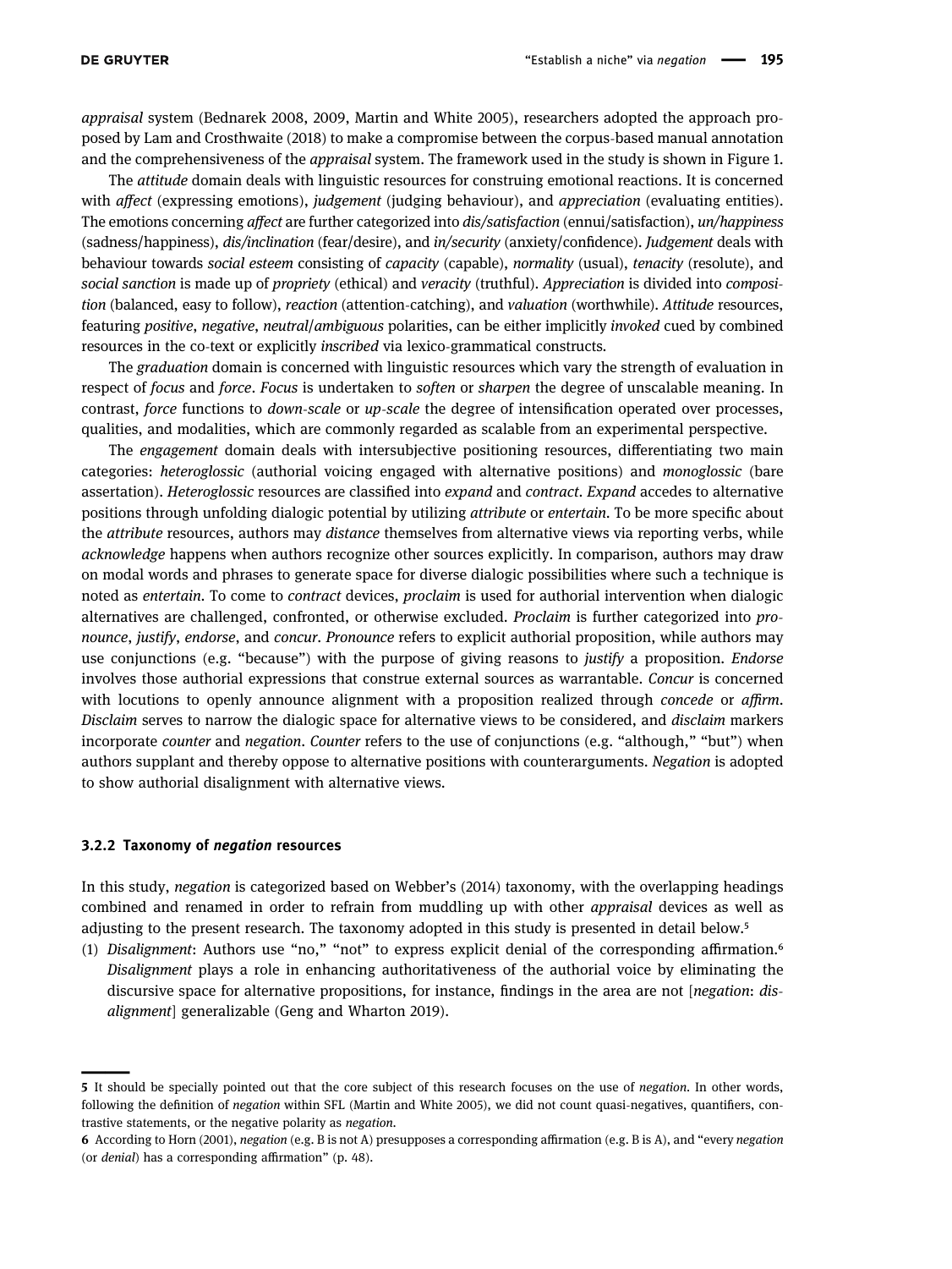*appraisal* system (Bednarek 2008, 2009, Martin and White 2005), researchers adopted the approach proposed by Lam and Crosthwaite (2018) to make a compromise between the corpus-based manual annotation and the comprehensiveness of the *appraisal* system. The framework used in the study is shown in Figure 1.

The *attitude* domain deals with linguistic resources for construing emotional reactions. It is concerned with *affect* (expressing emotions), *judgement* (judging behaviour), and *appreciation* (evaluating entities). The emotions concerning *affect* are further categorized into *dis/satisfaction* (ennui/satisfaction), *un/happiness* (sadness/happiness), *dis/inclination* (fear/desire), and *in/security* (anxiety/confidence). *Judgement* deals with behaviour towards *social esteem* consisting of *capacity* (capable), *normality* (usual), *tenacity* (resolute), and *social sanction* is made up of *propriety* (ethical) and *veracity* (truthful). *Appreciation* is divided into *composition* (balanced, easy to follow), *reaction* (attention-catching), and *valuation* (worthwhile). *Attitude* resources, featuring *positive*, *negative*, *neutral*/*ambiguous* polarities, can be either implicitly *invoked* cued by combined resources in the co-text or explicitly *inscribed* via lexico-grammatical constructs.

The *graduation* domain is concerned with linguistic resources which vary the strength of evaluation in respect of *focus* and *force*. *Focus* is undertaken to *soften* or *sharpen* the degree of unscalable meaning. In contrast, *force* functions to *down-scale* or *up-scale* the degree of intensification operated over processes, qualities, and modalities, which are commonly regarded as scalable from an experimental perspective.

The *engagement* domain deals with intersubjective positioning resources, differentiating two main categories: *heteroglossic* (authorial voicing engaged with alternative positions) and *monoglossic* (bare assertation). *Heteroglossic* resources are classified into *expand* and *contract*. *Expand* accedes to alternative positions through unfolding dialogic potential by utilizing *attribute* or *entertain*. To be more specific about the *attribute* resources, authors may *distance* themselves from alternative views via reporting verbs, while *acknowledge* happens when authors recognize other sources explicitly. In comparison, authors may draw on modal words and phrases to generate space for diverse dialogic possibilities where such a technique is noted as *entertain*. To come to *contract* devices, *proclaim* is used for authorial intervention when dialogic alternatives are challenged, confronted, or otherwise excluded. *Proclaim* is further categorized into *pronounce*, *justify*, *endorse*, and *concur*. *Pronounce* refers to explicit authorial proposition, while authors may use conjunctions (e.g. "because") with the purpose of giving reasons to *justify* a proposition. *Endorse* involves those authorial expressions that construe external sources as warrantable. *Concur* is concerned with locutions to openly announce alignment with a proposition realized through *concede* or *affirm*. *Disclaim* serves to narrow the dialogic space for alternative views to be considered, and *disclaim* markers incorporate *counter* and *negation*. *Counter* refers to the use of conjunctions (e.g. "although," "but") when authors supplant and thereby oppose to alternative positions with counterarguments. *Negation* is adopted to show authorial disalignment with alternative views.

### 3.2.2 Taxonomy of *negation* resources

In this study, *negation* is categorized based on Webber's (2014) taxonomy, with the overlapping headings combined and renamed in order to refrain from muddling up with other *appraisal* devices as well as adjusting to the present research. The taxonomy adopted in this study is presented in detail below.[5]

(1) *Disalignment*: Authors use "no," "not" to express explicit denial of the corresponding affirmation.[6] *Disalignment* plays a role in enhancing authoritativeness of the authorial voice by eliminating the discursive space for alternative propositions, for instance, findings in the area are not [*negation*: *disalignment*] generalizable (Geng and Wharton 2019).

---

5 It should be specially pointed out that the core subject of this research focuses on the use of *negation*. In other words, following the definition of *negation* within SFL (Martin and White 2005), we did not count quasi-negatives, quantifiers, contrastive statements, or the negative polarity as *negation*.

6 According to Horn (2001), *negation* (e.g. B is not A) presupposes a corresponding affirmation (e.g. B is A), and "every *negation* (or *denial*) has a corresponding affirmation" (p. 48).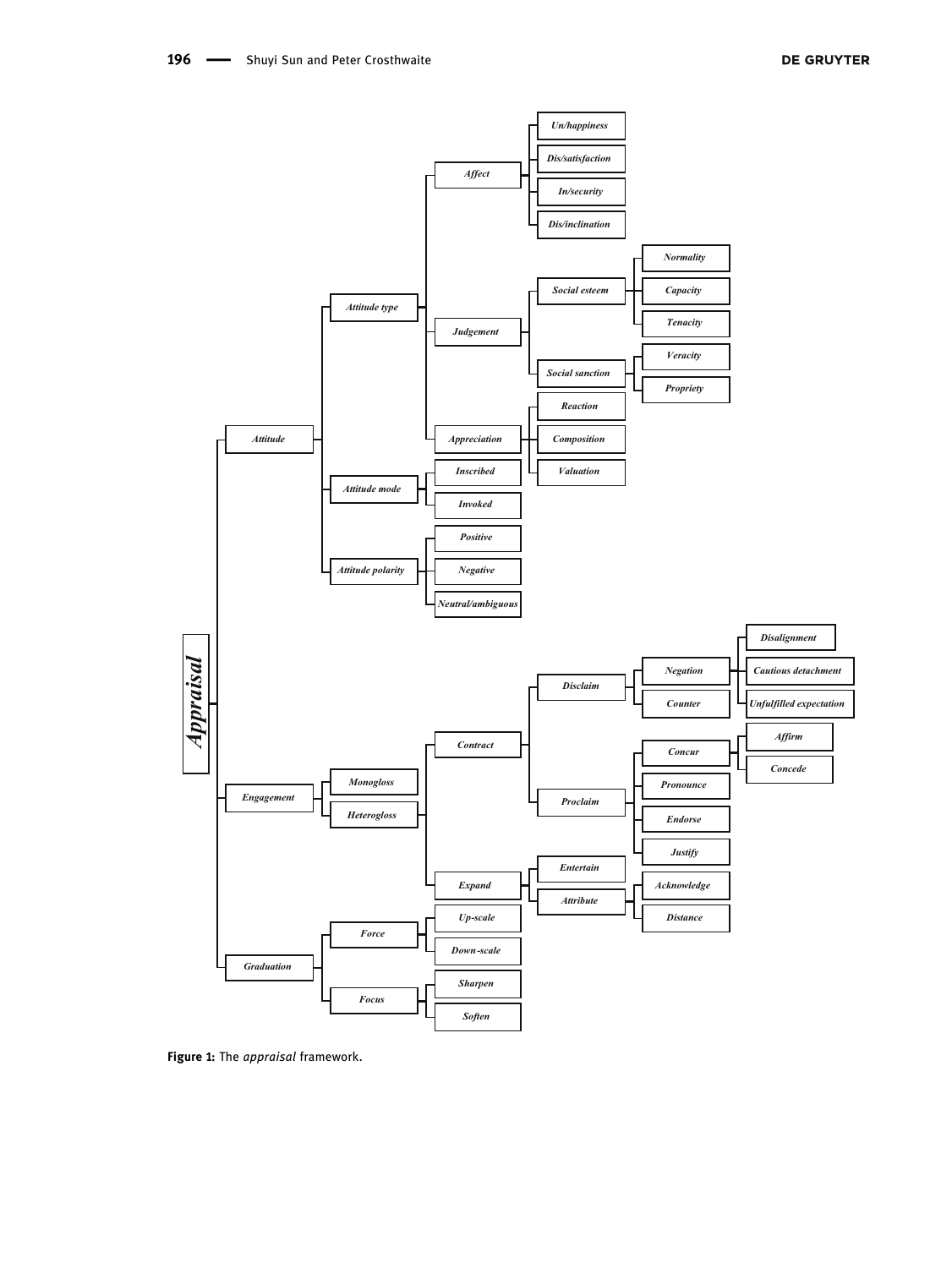- *Appraisal*
  - *Attitude*
    - *Attitude type*
      - *Affect*
        - *Un/happiness*
        - *Dis/satisfaction*
        - *In/security*
        - *Dis/inclination*
      - *Judgement*
        - *Social esteem*
          - *Normality*
          - *Capacity*
          - *Tenacity*
        - *Social sanction*
          - *Veracity*
          - *Propriety*
      - *Appreciation*
        - *Reaction*
        - *Composition*
        - *Valuation*
    - *Attitude mode*
      - *Inscribed*
      - *Invoked*
    - *Attitude polarity*
      - *Positive*
      - *Negative*
      - *Neutral/ambiguous*
  - *Engagement*
    - *Monogloss*
    - *Heterogloss*
      - *Contract*
        - *Disclaim*
          - *Negation*
            - *Disalignment*
            - *Cautious detachment*
            - *Unfulfilled expectation*
          - *Counter*
        - *Proclaim*
          - *Concur*
            - *Affirm*
            - *Concede*
          - *Pronounce*
          - *Endorse*
          - *Justify*
      - *Expand*
        - *Entertain*
        - *Attribute*
          - *Acknowledge*
          - *Distance*
  - *Graduation*
    - *Force*
      - *Up-scale*
      - *Down-scale*
    - *Focus*
      - *Sharpen*
      - *Soften*

**Figure 1:** The *appraisal* framework.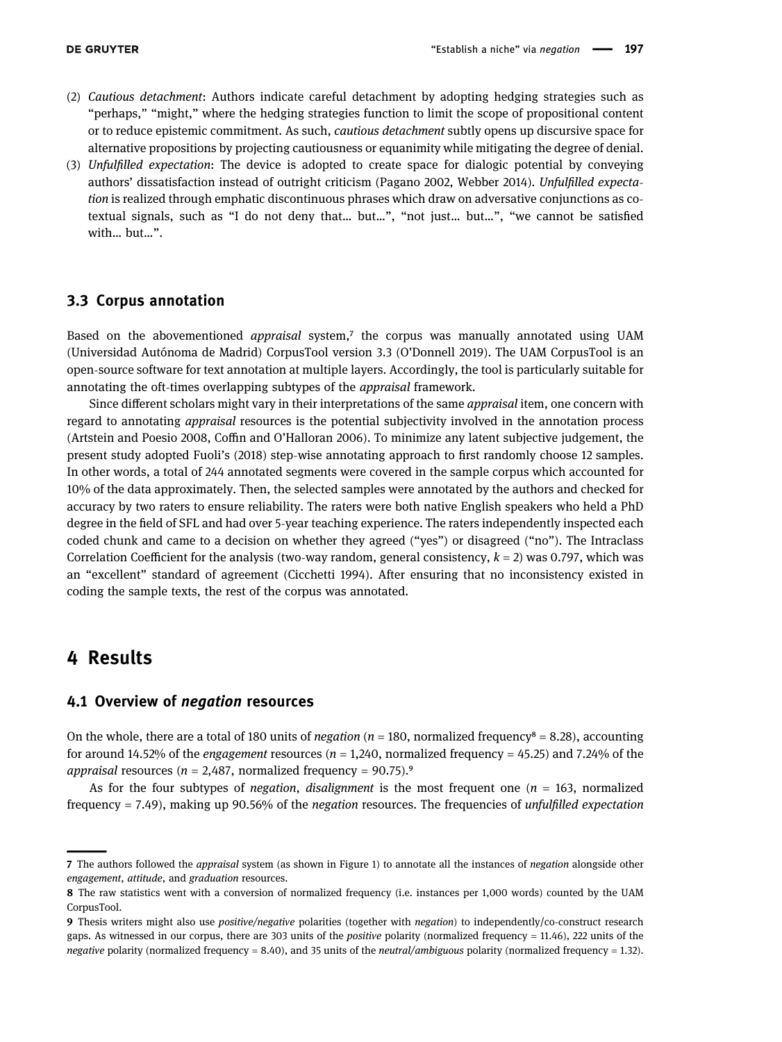(2) *Cautious detachment*: Authors indicate careful detachment by adopting hedging strategies such as "perhaps," "might," where the hedging strategies function to limit the scope of propositional content or to reduce epistemic commitment. As such, *cautious detachment* subtly opens up discursive space for alternative propositions by projecting cautiousness or equanimity while mitigating the degree of denial.

(3) *Unfulfilled expectation*: The device is adopted to create space for dialogic potential by conveying authors' dissatisfaction instead of outright criticism (Pagano 2002, Webber 2014). *Unfulfilled expectation* is realized through emphatic discontinuous phrases which draw on adversative conjunctions as co-textual signals, such as "I do not deny that… but…", "not just… but…", "we cannot be satisfied with… but…".

### 3.3 Corpus annotation

Based on the abovementioned *appraisal* system,[7] the corpus was manually annotated using UAM (Universidad Autónoma de Madrid) CorpusTool version 3.3 (O'Donnell 2019). The UAM CorpusTool is an open-source software for text annotation at multiple layers. Accordingly, the tool is particularly suitable for annotating the oft-times overlapping subtypes of the *appraisal* framework.

Since different scholars might vary in their interpretations of the same *appraisal* item, one concern with regard to annotating *appraisal* resources is the potential subjectivity involved in the annotation process (Artstein and Poesio 2008, Coffin and O'Halloran 2006). To minimize any latent subjective judgement, the present study adopted Fuoli's (2018) step-wise annotating approach to first randomly choose 12 samples. In other words, a total of 244 annotated segments were covered in the sample corpus which accounted for 10% of the data approximately. Then, the selected samples were annotated by the authors and checked for accuracy by two raters to ensure reliability. The raters were both native English speakers who held a PhD degree in the field of SFL and had over 5-year teaching experience. The raters independently inspected each coded chunk and came to a decision on whether they agreed ("yes") or disagreed ("no"). The Intraclass Correlation Coefficient for the analysis (two-way random, general consistency, $k = 2$) was 0.797, which was an "excellent" standard of agreement (Cicchetti 1994). After ensuring that no inconsistency existed in coding the sample texts, the rest of the corpus was annotated.

## 4 Results

### 4.1 Overview of *negation* resources

On the whole, there are a total of 180 units of *negation* ($n = 180$, normalized frequency[8] = 8.28), accounting for around 14.52% of the *engagement* resources ($n = 1{,}240$, normalized frequency = 45.25) and 7.24% of the *appraisal* resources ($n = 2{,}487$, normalized frequency = 90.75).[9]

As for the four subtypes of *negation*, *disalignment* is the most frequent one ($n = 163$, normalized frequency = 7.49), making up 90.56% of the *negation* resources. The frequencies of *unfulfilled expectation*

---

7 The authors followed the *appraisal* system (as shown in Figure 1) to annotate all the instances of *negation* alongside other *engagement*, *attitude*, and *graduation* resources.

8 The raw statistics went with a conversion of normalized frequency (i.e. instances per 1,000 words) counted by the UAM CorpusTool.

9 Thesis writers might also use *positive/negative* polarities (together with *negation*) to independently/co-construct research gaps. As witnessed in our corpus, there are 303 units of the *positive* polarity (normalized frequency = 11.46), 222 units of the *negative* polarity (normalized frequency = 8.40), and 35 units of the *neutral/ambiguous* polarity (normalized frequency = 1.32).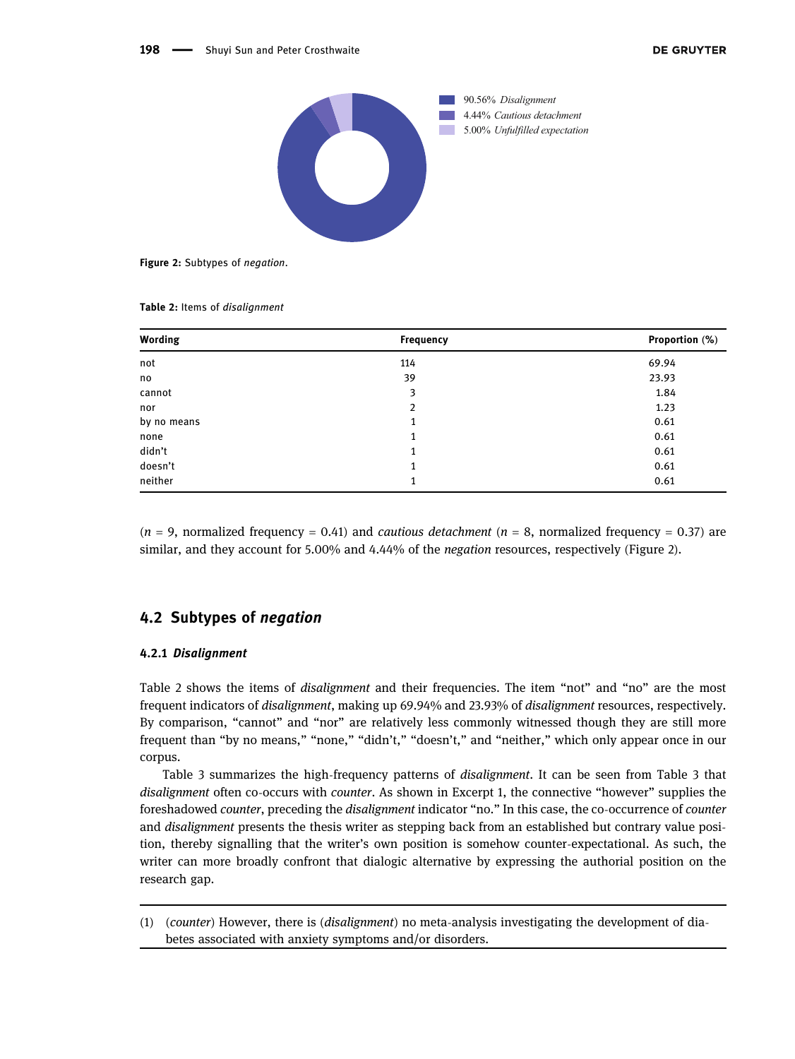90.56% *Disalignment*
4.44% *Cautious detachment*
5.00% *Unfulfilled expectation*

**Figure 2:** Subtypes of *negation*.

**Table 2:** Items of *disalignment*

| Wording | Frequency | Proportion (%) |
|---|---|---|
| not | 114 | 69.94 |
| no | 39 | 23.93 |
| cannot | 3 | 1.84 |
| nor | 2 | 1.23 |
| by no means | 1 | 0.61 |
| none | 1 | 0.61 |
| didn't | 1 | 0.61 |
| doesn't | 1 | 0.61 |
| neither | 1 | 0.61 |

($n$ = 9, normalized frequency = 0.41) and *cautious detachment* ($n$ = 8, normalized frequency = 0.37) are similar, and they account for 5.00% and 4.44% of the *negation* resources, respectively (Figure 2).

## 4.2 Subtypes of *negation*

### 4.2.1 *Disalignment*

Table 2 shows the items of *disalignment* and their frequencies. The item "not" and "no" are the most frequent indicators of *disalignment*, making up 69.94% and 23.93% of *disalignment* resources, respectively. By comparison, "cannot" and "nor" are relatively less commonly witnessed though they are still more frequent than "by no means," "none," "didn't," "doesn't," and "neither," which only appear once in our corpus.

Table 3 summarizes the high-frequency patterns of *disalignment*. It can be seen from Table 3 that *disalignment* often co-occurs with *counter*. As shown in Excerpt 1, the connective "however" supplies the foreshadowed *counter*, preceding the *disalignment* indicator "no." In this case, the co-occurrence of *counter* and *disalignment* presents the thesis writer as stepping back from an established but contrary value position, thereby signalling that the writer's own position is somehow counter-expectational. As such, the writer can more broadly confront that dialogic alternative by expressing the authorial position on the research gap.

(1) (*counter*) However, there is (*disalignment*) no meta-analysis investigating the development of diabetes associated with anxiety symptoms and/or disorders.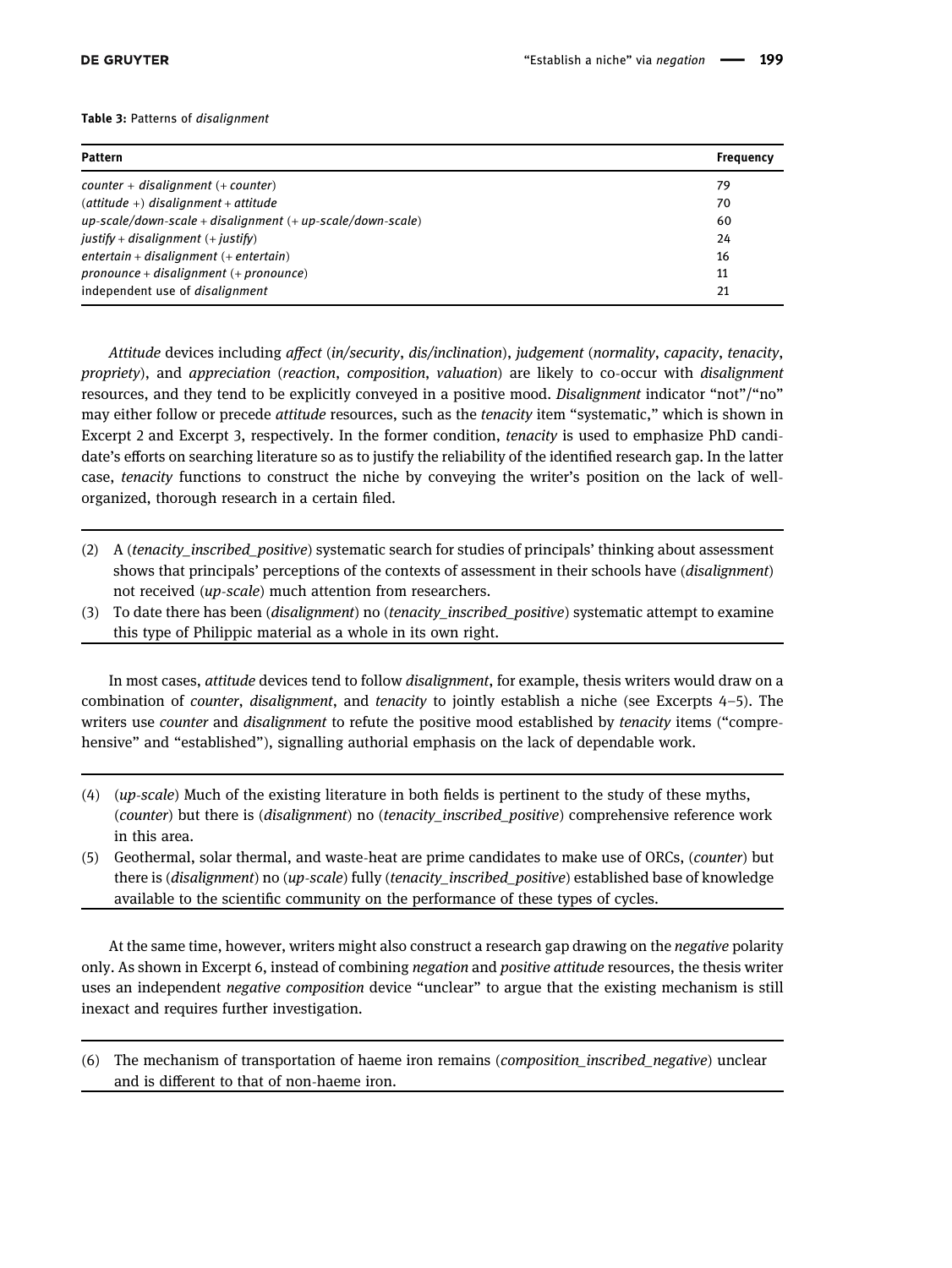**Table 3:** Patterns of *disalignment*

| Pattern | Frequency |
|---|---|
| *counter* + *disalignment* (+ *counter*) | 79 |
| (*attitude* +) *disalignment* + *attitude* | 70 |
| *up-scale/down-scale* + *disalignment* (+ *up-scale/down-scale*) | 60 |
| *justify* + *disalignment* (+ *justify*) | 24 |
| *entertain* + *disalignment* (+ *entertain*) | 16 |
| *pronounce* + *disalignment* (+ *pronounce*) | 11 |
| independent use of *disalignment* | 21 |

*Attitude* devices including *affect* (*in/security*, *dis/inclination*), *judgement* (*normality*, *capacity*, *tenacity*, *propriety*), and *appreciation* (*reaction*, *composition*, *valuation*) are likely to co-occur with *disalignment* resources, and they tend to be explicitly conveyed in a positive mood. *Disalignment* indicator "not"/"no" may either follow or precede *attitude* resources, such as the *tenacity* item "systematic," which is shown in Excerpt 2 and Excerpt 3, respectively. In the former condition, *tenacity* is used to emphasize PhD candidate's efforts on searching literature so as to justify the reliability of the identified research gap. In the latter case, *tenacity* functions to construct the niche by conveying the writer's position on the lack of well-organized, thorough research in a certain filed.

(2) A (*tenacity_inscribed_positive*) systematic search for studies of principals' thinking about assessment shows that principals' perceptions of the contexts of assessment in their schools have (*disalignment*) not received (*up-scale*) much attention from researchers.

(3) To date there has been (*disalignment*) no (*tenacity_inscribed_positive*) systematic attempt to examine this type of Philippic material as a whole in its own right.

In most cases, *attitude* devices tend to follow *disalignment*, for example, thesis writers would draw on a combination of *counter*, *disalignment*, and *tenacity* to jointly establish a niche (see Excerpts 4–5). The writers use *counter* and *disalignment* to refute the positive mood established by *tenacity* items ("comprehensive" and "established"), signalling authorial emphasis on the lack of dependable work.

(4) (*up-scale*) Much of the existing literature in both fields is pertinent to the study of these myths, (*counter*) but there is (*disalignment*) no (*tenacity_inscribed_positive*) comprehensive reference work in this area.

(5) Geothermal, solar thermal, and waste-heat are prime candidates to make use of ORCs, (*counter*) but there is (*disalignment*) no (*up-scale*) fully (*tenacity_inscribed_positive*) established base of knowledge available to the scientific community on the performance of these types of cycles.

At the same time, however, writers might also construct a research gap drawing on the *negative* polarity only. As shown in Excerpt 6, instead of combining *negation* and *positive attitude* resources, the thesis writer uses an independent *negative composition* device "unclear" to argue that the existing mechanism is still inexact and requires further investigation.

(6) The mechanism of transportation of haeme iron remains (*composition_inscribed_negative*) unclear and is different to that of non-haeme iron.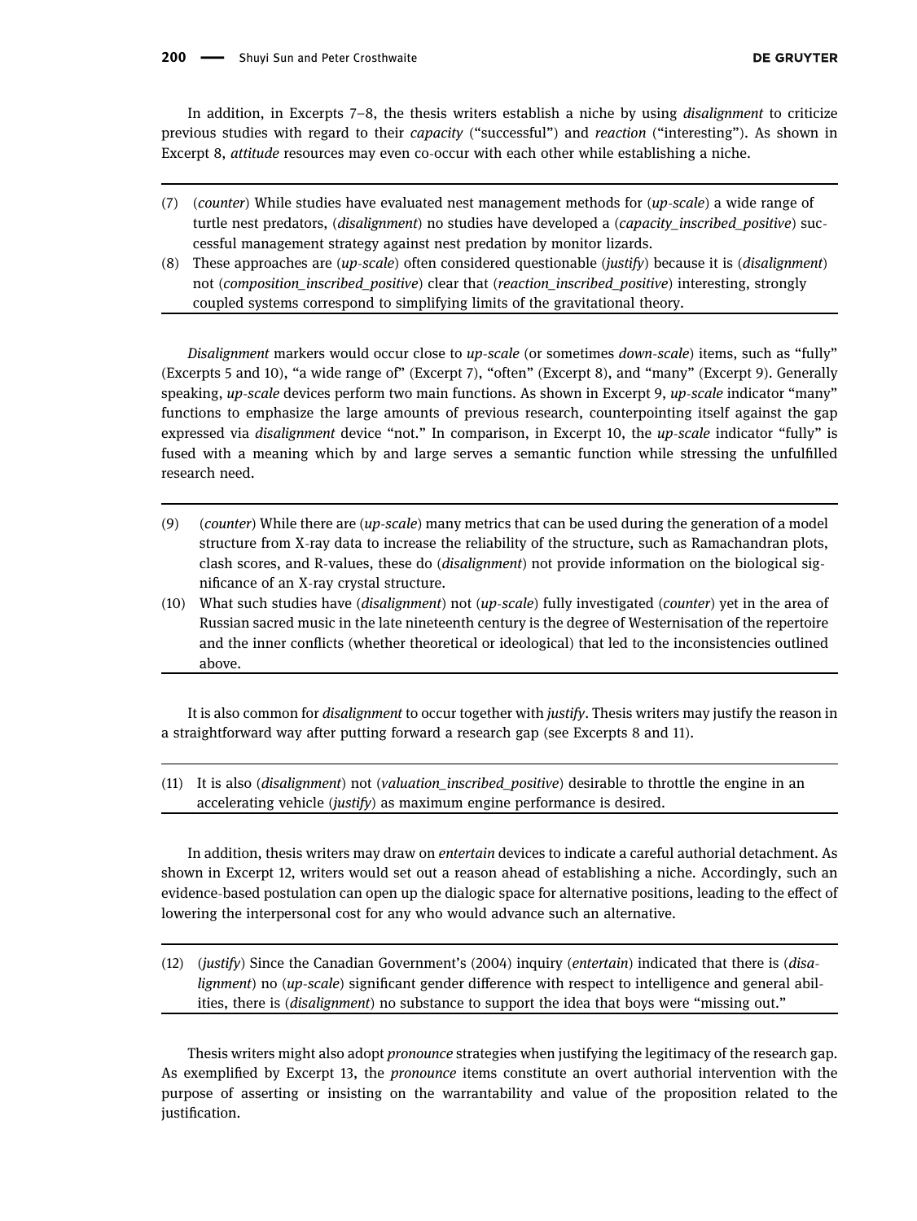In addition, in Excerpts 7–8, the thesis writers establish a niche by using *disalignment* to criticize previous studies with regard to their *capacity* ("successful") and *reaction* ("interesting"). As shown in Excerpt 8, *attitude* resources may even co-occur with each other while establishing a niche.

(7) (*counter*) While studies have evaluated nest management methods for (*up-scale*) a wide range of turtle nest predators, (*disalignment*) no studies have developed a (*capacity_inscribed_positive*) successful management strategy against nest predation by monitor lizards.

(8) These approaches are (*up-scale*) often considered questionable (*justify*) because it is (*disalignment*) not (*composition_inscribed_positive*) clear that (*reaction_inscribed_positive*) interesting, strongly coupled systems correspond to simplifying limits of the gravitational theory.

*Disalignment* markers would occur close to *up-scale* (or sometimes *down-scale*) items, such as "fully" (Excerpts 5 and 10), "a wide range of" (Excerpt 7), "often" (Excerpt 8), and "many" (Excerpt 9). Generally speaking, *up-scale* devices perform two main functions. As shown in Excerpt 9, *up-scale* indicator "many" functions to emphasize the large amounts of previous research, counterpointing itself against the gap expressed via *disalignment* device "not." In comparison, in Excerpt 10, the *up-scale* indicator "fully" is fused with a meaning which by and large serves a semantic function while stressing the unfulfilled research need.

(9) (*counter*) While there are (*up-scale*) many metrics that can be used during the generation of a model structure from X-ray data to increase the reliability of the structure, such as Ramachandran plots, clash scores, and R-values, these do (*disalignment*) not provide information on the biological significance of an X-ray crystal structure.

(10) What such studies have (*disalignment*) not (*up-scale*) fully investigated (*counter*) yet in the area of Russian sacred music in the late nineteenth century is the degree of Westernisation of the repertoire and the inner conflicts (whether theoretical or ideological) that led to the inconsistencies outlined above.

It is also common for *disalignment* to occur together with *justify*. Thesis writers may justify the reason in a straightforward way after putting forward a research gap (see Excerpts 8 and 11).

(11) It is also (*disalignment*) not (*valuation_inscribed_positive*) desirable to throttle the engine in an accelerating vehicle (*justify*) as maximum engine performance is desired.

In addition, thesis writers may draw on *entertain* devices to indicate a careful authorial detachment. As shown in Excerpt 12, writers would set out a reason ahead of establishing a niche. Accordingly, such an evidence-based postulation can open up the dialogic space for alternative positions, leading to the effect of lowering the interpersonal cost for any who would advance such an alternative.

(12) (*justify*) Since the Canadian Government's (2004) inquiry (*entertain*) indicated that there is (*disalignment*) no (*up-scale*) significant gender difference with respect to intelligence and general abilities, there is (*disalignment*) no substance to support the idea that boys were "missing out."

Thesis writers might also adopt *pronounce* strategies when justifying the legitimacy of the research gap. As exemplified by Excerpt 13, the *pronounce* items constitute an overt authorial intervention with the purpose of asserting or insisting on the warrantability and value of the proposition related to the justification.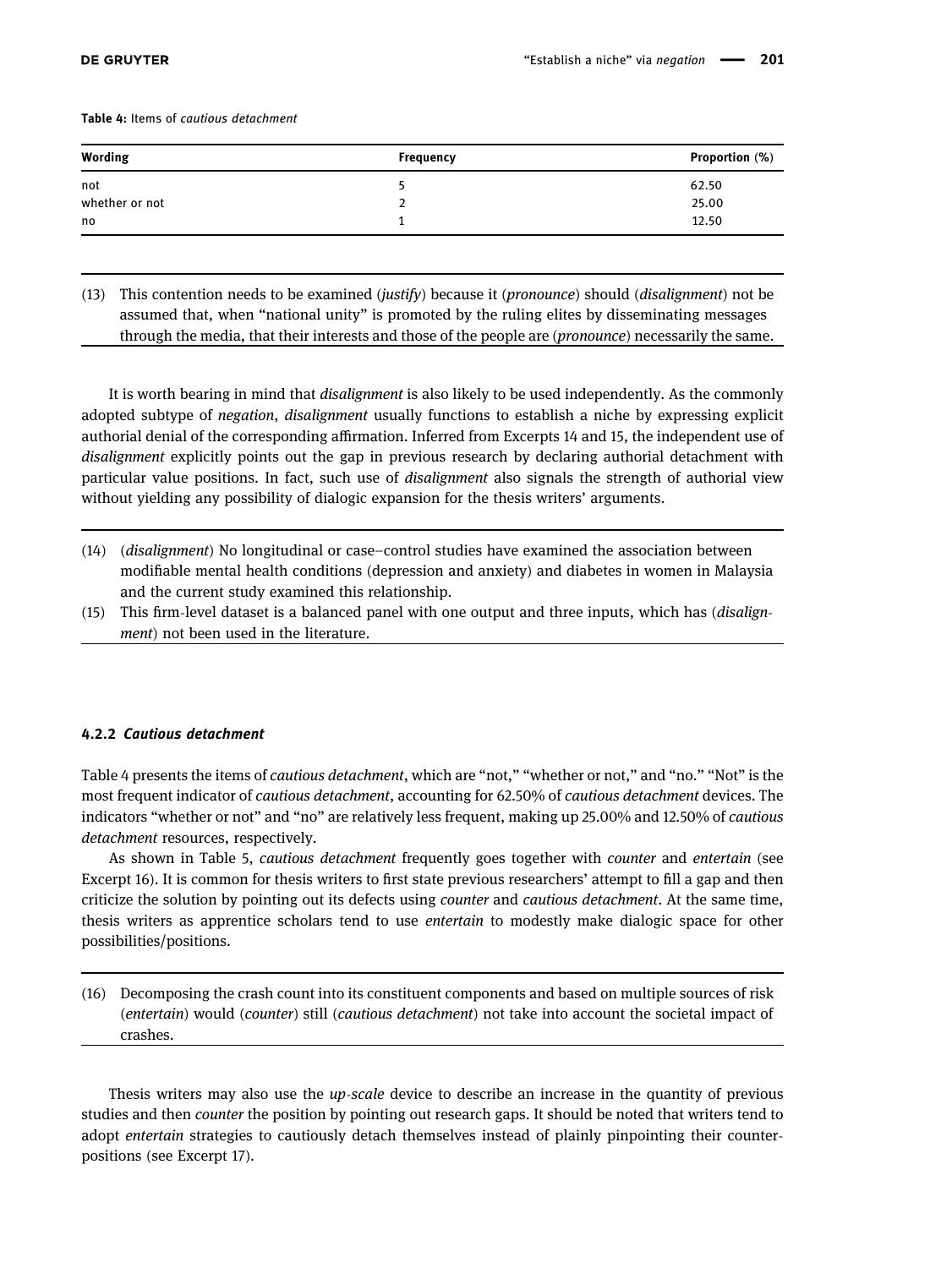**Table 4:** Items of *cautious detachment*

| Wording | Frequency | Proportion (%) |
|---|---|---|
| not | 5 | 62.50 |
| whether or not | 2 | 25.00 |
| no | 1 | 12.50 |

(13) This contention needs to be examined (*justify*) because it (*pronounce*) should (*disalignment*) not be assumed that, when "national unity" is promoted by the ruling elites by disseminating messages through the media, that their interests and those of the people are (*pronounce*) necessarily the same.

It is worth bearing in mind that *disalignment* is also likely to be used independently. As the commonly adopted subtype of *negation*, *disalignment* usually functions to establish a niche by expressing explicit authorial denial of the corresponding affirmation. Inferred from Excerpts 14 and 15, the independent use of *disalignment* explicitly points out the gap in previous research by declaring authorial detachment with particular value positions. In fact, such use of *disalignment* also signals the strength of authorial view without yielding any possibility of dialogic expansion for the thesis writers' arguments.

(14) (*disalignment*) No longitudinal or case–control studies have examined the association between modifiable mental health conditions (depression and anxiety) and diabetes in women in Malaysia and the current study examined this relationship.

(15) This firm-level dataset is a balanced panel with one output and three inputs, which has (*disalignment*) not been used in the literature.

#### 4.2.2 *Cautious detachment*

Table 4 presents the items of *cautious detachment*, which are "not," "whether or not," and "no." "Not" is the most frequent indicator of *cautious detachment*, accounting for 62.50% of *cautious detachment* devices. The indicators "whether or not" and "no" are relatively less frequent, making up 25.00% and 12.50% of *cautious detachment* resources, respectively.

As shown in Table 5, *cautious detachment* frequently goes together with *counter* and *entertain* (see Excerpt 16). It is common for thesis writers to first state previous researchers' attempt to fill a gap and then criticize the solution by pointing out its defects using *counter* and *cautious detachment*. At the same time, thesis writers as apprentice scholars tend to use *entertain* to modestly make dialogic space for other possibilities/positions.

(16) Decomposing the crash count into its constituent components and based on multiple sources of risk (*entertain*) would (*counter*) still (*cautious detachment*) not take into account the societal impact of crashes.

Thesis writers may also use the *up-scale* device to describe an increase in the quantity of previous studies and then *counter* the position by pointing out research gaps. It should be noted that writers tend to adopt *entertain* strategies to cautiously detach themselves instead of plainly pinpointing their counter-positions (see Excerpt 17).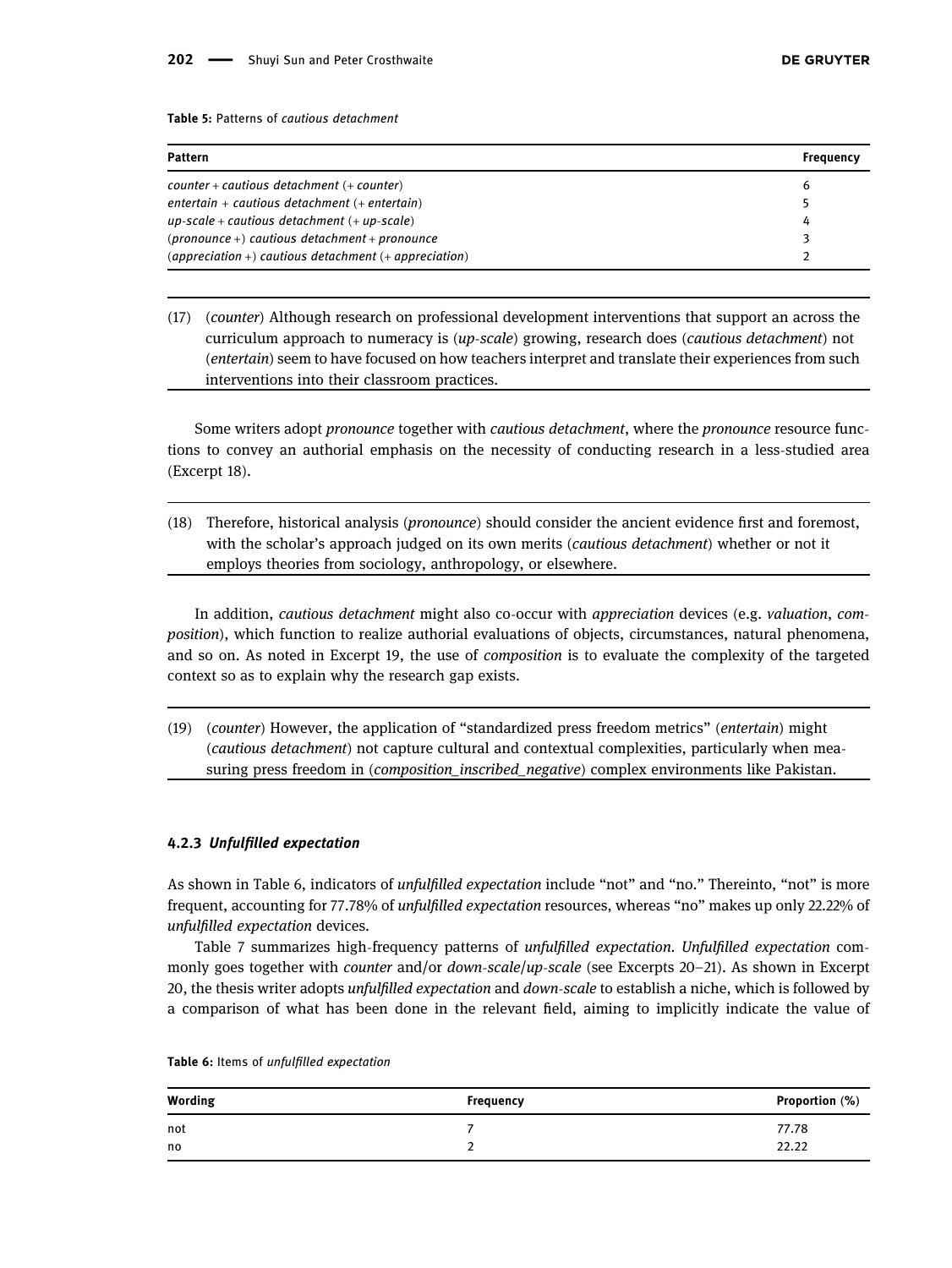**Table 5:** Patterns of *cautious detachment*

| Pattern | Frequency |
|---|---|
| *counter* + *cautious detachment* (+ *counter*) | 6 |
| *entertain* + *cautious detachment* (+ *entertain*) | 5 |
| *up-scale* + *cautious detachment* (+ *up-scale*) | 4 |
| (*pronounce* +) *cautious detachment* + *pronounce* | 3 |
| (*appreciation* +) *cautious detachment* (+ *appreciation*) | 2 |

(17) (*counter*) Although research on professional development interventions that support an across the curriculum approach to numeracy is (*up-scale*) growing, research does (*cautious detachment*) not (*entertain*) seem to have focused on how teachers interpret and translate their experiences from such interventions into their classroom practices.

Some writers adopt *pronounce* together with *cautious detachment*, where the *pronounce* resource functions to convey an authorial emphasis on the necessity of conducting research in a less-studied area (Excerpt 18).

(18) Therefore, historical analysis (*pronounce*) should consider the ancient evidence first and foremost, with the scholar's approach judged on its own merits (*cautious detachment*) whether or not it employs theories from sociology, anthropology, or elsewhere.

In addition, *cautious detachment* might also co-occur with *appreciation* devices (e.g. *valuation*, *composition*), which function to realize authorial evaluations of objects, circumstances, natural phenomena, and so on. As noted in Excerpt 19, the use of *composition* is to evaluate the complexity of the targeted context so as to explain why the research gap exists.

(19) (*counter*) However, the application of "standardized press freedom metrics" (*entertain*) might (*cautious detachment*) not capture cultural and contextual complexities, particularly when measuring press freedom in (*composition_inscribed_negative*) complex environments like Pakistan.

### 4.2.3 *Unfulfilled expectation*

As shown in Table 6, indicators of *unfulfilled expectation* include "not" and "no." Thereinto, "not" is more frequent, accounting for 77.78% of *unfulfilled expectation* resources, whereas "no" makes up only 22.22% of *unfulfilled expectation* devices.

Table 7 summarizes high-frequency patterns of *unfulfilled expectation*. *Unfulfilled expectation* commonly goes together with *counter* and/or *down-scale*/*up-scale* (see Excerpts 20–21). As shown in Excerpt 20, the thesis writer adopts *unfulfilled expectation* and *down-scale* to establish a niche, which is followed by a comparison of what has been done in the relevant field, aiming to implicitly indicate the value of

**Table 6:** Items of *unfulfilled expectation*

| Wording | Frequency | Proportion (%) |
|---|---|---|
| not | 7 | 77.78 |
| no | 2 | 22.22 |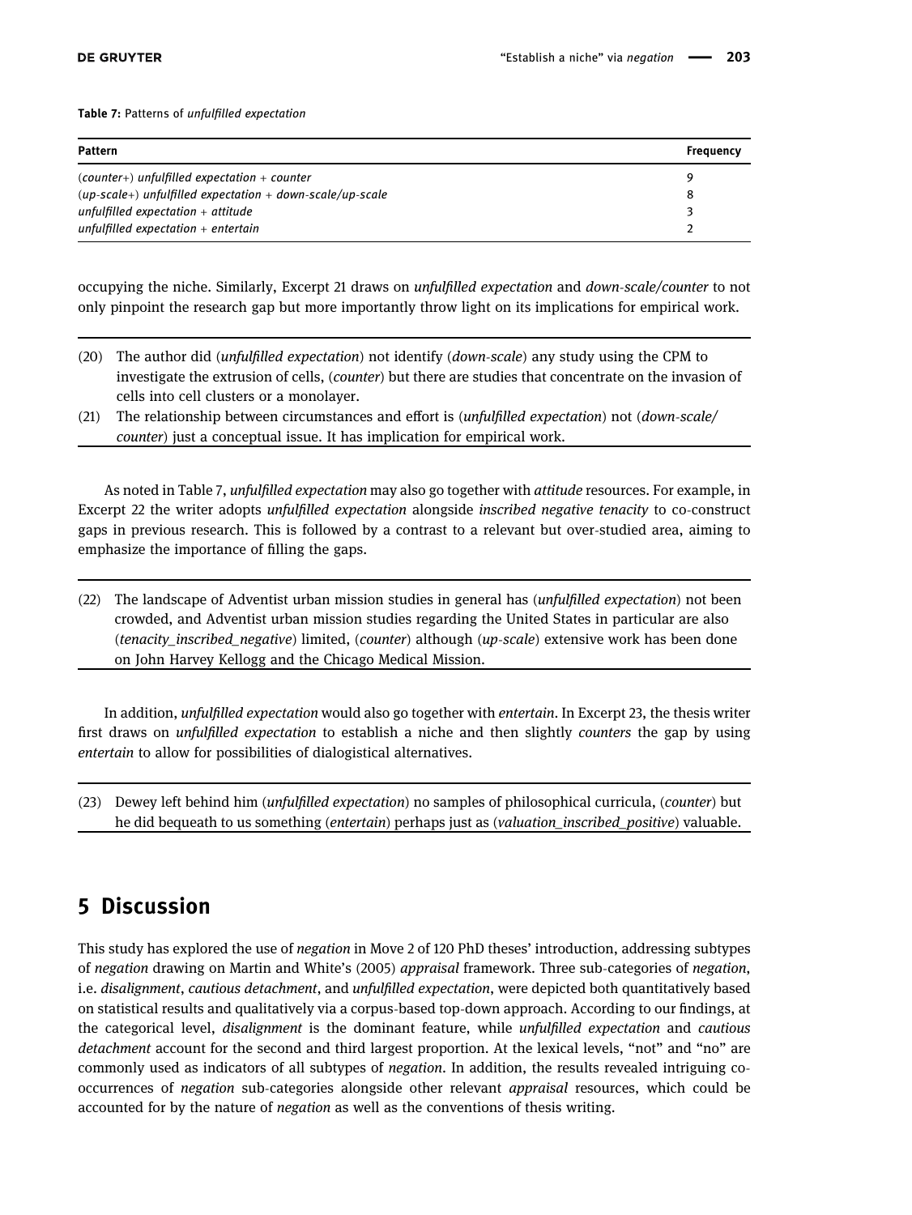**Table 7:** Patterns of *unfulfilled expectation*

| Pattern | Frequency |
|---|---|
| (*counter+*) *unfulfilled expectation + counter* | 9 |
| (*up-scale+*) *unfulfilled expectation + down-scale/up-scale* | 8 |
| *unfulfilled expectation + attitude* | 3 |
| *unfulfilled expectation + entertain* | 2 |

occupying the niche. Similarly, Excerpt 21 draws on *unfulfilled expectation* and *down-scale/counter* to not only pinpoint the research gap but more importantly throw light on its implications for empirical work.

(20) The author did (*unfulfilled expectation*) not identify (*down-scale*) any study using the CPM to investigate the extrusion of cells, (*counter*) but there are studies that concentrate on the invasion of cells into cell clusters or a monolayer.

(21) The relationship between circumstances and effort is (*unfulfilled expectation*) not (*down-scale/counter*) just a conceptual issue. It has implication for empirical work.

As noted in Table 7, *unfulfilled expectation* may also go together with *attitude* resources. For example, in Excerpt 22 the writer adopts *unfulfilled expectation* alongside *inscribed negative tenacity* to co-construct gaps in previous research. This is followed by a contrast to a relevant but over-studied area, aiming to emphasize the importance of filling the gaps.

(22) The landscape of Adventist urban mission studies in general has (*unfulfilled expectation*) not been crowded, and Adventist urban mission studies regarding the United States in particular are also (*tenacity_inscribed_negative*) limited, (*counter*) although (*up-scale*) extensive work has been done on John Harvey Kellogg and the Chicago Medical Mission.

In addition, *unfulfilled expectation* would also go together with *entertain*. In Excerpt 23, the thesis writer first draws on *unfulfilled expectation* to establish a niche and then slightly *counters* the gap by using *entertain* to allow for possibilities of dialogistical alternatives.

(23) Dewey left behind him (*unfulfilled expectation*) no samples of philosophical curricula, (*counter*) but he did bequeath to us something (*entertain*) perhaps just as (*valuation_inscribed_positive*) valuable.

## 5 Discussion

This study has explored the use of *negation* in Move 2 of 120 PhD theses' introduction, addressing subtypes of *negation* drawing on Martin and White's (2005) *appraisal* framework. Three sub-categories of *negation*, i.e. *disalignment*, *cautious detachment*, and *unfulfilled expectation*, were depicted both quantitatively based on statistical results and qualitatively via a corpus-based top-down approach. According to our findings, at the categorical level, *disalignment* is the dominant feature, while *unfulfilled expectation* and *cautious detachment* account for the second and third largest proportion. At the lexical levels, "not" and "no" are commonly used as indicators of all subtypes of *negation*. In addition, the results revealed intriguing co-occurrences of *negation* sub-categories alongside other relevant *appraisal* resources, which could be accounted for by the nature of *negation* as well as the conventions of thesis writing.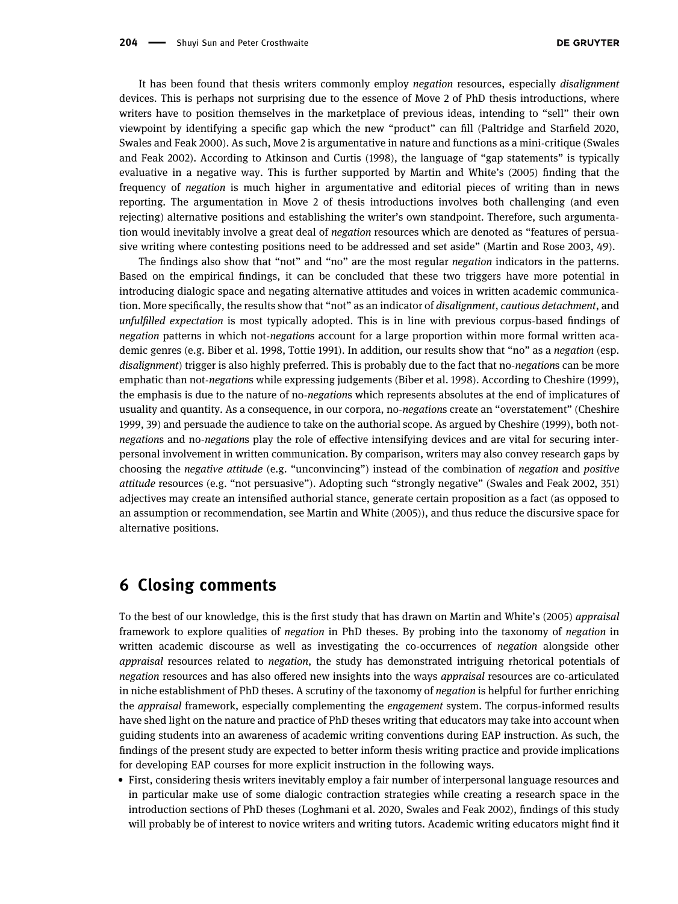It has been found that thesis writers commonly employ *negation* resources, especially *disalignment* devices. This is perhaps not surprising due to the essence of Move 2 of PhD thesis introductions, where writers have to position themselves in the marketplace of previous ideas, intending to "sell" their own viewpoint by identifying a specific gap which the new "product" can fill (Paltridge and Starfield 2020, Swales and Feak 2000). As such, Move 2 is argumentative in nature and functions as a mini-critique (Swales and Feak 2002). According to Atkinson and Curtis (1998), the language of "gap statements" is typically evaluative in a negative way. This is further supported by Martin and White's (2005) finding that the frequency of *negation* is much higher in argumentative and editorial pieces of writing than in news reporting. The argumentation in Move 2 of thesis introductions involves both challenging (and even rejecting) alternative positions and establishing the writer's own standpoint. Therefore, such argumentation would inevitably involve a great deal of *negation* resources which are denoted as "features of persuasive writing where contesting positions need to be addressed and set aside" (Martin and Rose 2003, 49).

The findings also show that "not" and "no" are the most regular *negation* indicators in the patterns. Based on the empirical findings, it can be concluded that these two triggers have more potential in introducing dialogic space and negating alternative attitudes and voices in written academic communication. More specifically, the results show that "not" as an indicator of *disalignment*, *cautious detachment*, and *unfulfilled expectation* is most typically adopted. This is in line with previous corpus-based findings of *negation* patterns in which not-*negation*s account for a large proportion within more formal written academic genres (e.g. Biber et al. 1998, Tottie 1991). In addition, our results show that "no" as a *negation* (esp. *disalignment*) trigger is also highly preferred. This is probably due to the fact that no-*negation*s can be more emphatic than not-*negation*s while expressing judgements (Biber et al. 1998). According to Cheshire (1999), the emphasis is due to the nature of no-*negation*s which represents absolutes at the end of implicatures of usuality and quantity. As a consequence, in our corpora, no-*negation*s create an "overstatement" (Cheshire 1999, 39) and persuade the audience to take on the authorial scope. As argued by Cheshire (1999), both not-*negation*s and no-*negation*s play the role of effective intensifying devices and are vital for securing interpersonal involvement in written communication. By comparison, writers may also convey research gaps by choosing the *negative attitude* (e.g. "unconvincing") instead of the combination of *negation* and *positive attitude* resources (e.g. "not persuasive"). Adopting such "strongly negative" (Swales and Feak 2002, 351) adjectives may create an intensified authorial stance, generate certain proposition as a fact (as opposed to an assumption or recommendation, see Martin and White (2005)), and thus reduce the discursive space for alternative positions.

## 6 Closing comments

To the best of our knowledge, this is the first study that has drawn on Martin and White's (2005) *appraisal* framework to explore qualities of *negation* in PhD theses. By probing into the taxonomy of *negation* in written academic discourse as well as investigating the co-occurrences of *negation* alongside other *appraisal* resources related to *negation*, the study has demonstrated intriguing rhetorical potentials of *negation* resources and has also offered new insights into the ways *appraisal* resources are co-articulated in niche establishment of PhD theses. A scrutiny of the taxonomy of *negation* is helpful for further enriching the *appraisal* framework, especially complementing the *engagement* system. The corpus-informed results have shed light on the nature and practice of PhD theses writing that educators may take into account when guiding students into an awareness of academic writing conventions during EAP instruction. As such, the findings of the present study are expected to better inform thesis writing practice and provide implications for developing EAP courses for more explicit instruction in the following ways.

- First, considering thesis writers inevitably employ a fair number of interpersonal language resources and in particular make use of some dialogic contraction strategies while creating a research space in the introduction sections of PhD theses (Loghmani et al. 2020, Swales and Feak 2002), findings of this study will probably be of interest to novice writers and writing tutors. Academic writing educators might find it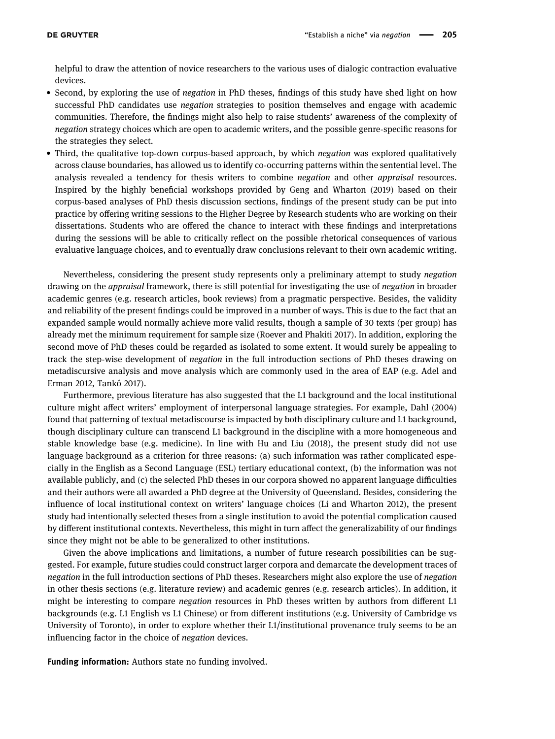helpful to draw the attention of novice researchers to the various uses of dialogic contraction evaluative devices.

- Second, by exploring the use of *negation* in PhD theses, findings of this study have shed light on how successful PhD candidates use *negation* strategies to position themselves and engage with academic communities. Therefore, the findings might also help to raise students' awareness of the complexity of *negation* strategy choices which are open to academic writers, and the possible genre-specific reasons for the strategies they select.
- Third, the qualitative top-down corpus-based approach, by which *negation* was explored qualitatively across clause boundaries, has allowed us to identify co-occurring patterns within the sentential level. The analysis revealed a tendency for thesis writers to combine *negation* and other *appraisal* resources. Inspired by the highly beneficial workshops provided by Geng and Wharton (2019) based on their corpus-based analyses of PhD thesis discussion sections, findings of the present study can be put into practice by offering writing sessions to the Higher Degree by Research students who are working on their dissertations. Students who are offered the chance to interact with these findings and interpretations during the sessions will be able to critically reflect on the possible rhetorical consequences of various evaluative language choices, and to eventually draw conclusions relevant to their own academic writing.

Nevertheless, considering the present study represents only a preliminary attempt to study *negation* drawing on the *appraisal* framework, there is still potential for investigating the use of *negation* in broader academic genres (e.g. research articles, book reviews) from a pragmatic perspective. Besides, the validity and reliability of the present findings could be improved in a number of ways. This is due to the fact that an expanded sample would normally achieve more valid results, though a sample of 30 texts (per group) has already met the minimum requirement for sample size (Roever and Phakiti 2017). In addition, exploring the second move of PhD theses could be regarded as isolated to some extent. It would surely be appealing to track the step-wise development of *negation* in the full introduction sections of PhD theses drawing on metadiscursive analysis and move analysis which are commonly used in the area of EAP (e.g. Adel and Erman 2012, Tankó 2017).

Furthermore, previous literature has also suggested that the L1 background and the local institutional culture might affect writers' employment of interpersonal language strategies. For example, Dahl (2004) found that patterning of textual metadiscourse is impacted by both disciplinary culture and L1 background, though disciplinary culture can transcend L1 background in the discipline with a more homogeneous and stable knowledge base (e.g. medicine). In line with Hu and Liu (2018), the present study did not use language background as a criterion for three reasons: (a) such information was rather complicated especially in the English as a Second Language (ESL) tertiary educational context, (b) the information was not available publicly, and (c) the selected PhD theses in our corpora showed no apparent language difficulties and their authors were all awarded a PhD degree at the University of Queensland. Besides, considering the influence of local institutional context on writers' language choices (Li and Wharton 2012), the present study had intentionally selected theses from a single institution to avoid the potential complication caused by different institutional contexts. Nevertheless, this might in turn affect the generalizability of our findings since they might not be able to be generalized to other institutions.

Given the above implications and limitations, a number of future research possibilities can be suggested. For example, future studies could construct larger corpora and demarcate the development traces of *negation* in the full introduction sections of PhD theses. Researchers might also explore the use of *negation* in other thesis sections (e.g. literature review) and academic genres (e.g. research articles). In addition, it might be interesting to compare *negation* resources in PhD theses written by authors from different L1 backgrounds (e.g. L1 English vs L1 Chinese) or from different institutions (e.g. University of Cambridge vs University of Toronto), in order to explore whether their L1/institutional provenance truly seems to be an influencing factor in the choice of *negation* devices.

**Funding information:** Authors state no funding involved.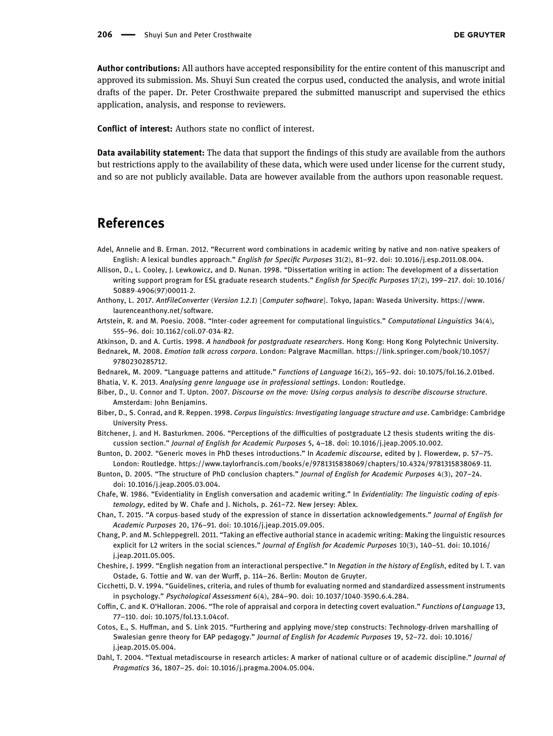**Author contributions:** All authors have accepted responsibility for the entire content of this manuscript and approved its submission. Ms. Shuyi Sun created the corpus used, conducted the analysis, and wrote initial drafts of the paper. Dr. Peter Crosthwaite prepared the submitted manuscript and supervised the ethics application, analysis, and response to reviewers.

**Conflict of interest:** Authors state no conflict of interest.

**Data availability statement:** The data that support the findings of this study are available from the authors but restrictions apply to the availability of these data, which were used under license for the current study, and so are not publicly available. Data are however available from the authors upon reasonable request.

## References

Adel, Annelie and B. Erman. 2012. "Recurrent word combinations in academic writing by native and non-native speakers of English: A lexical bundles approach." *English for Specific Purposes* 31(2), 81–92. doi: 10.1016/j.esp.2011.08.004.

Allison, D., L. Cooley, J. Lewkowicz, and D. Nunan. 1998. "Dissertation writing in action: The development of a dissertation writing support program for ESL graduate research students." *English for Specific Purposes* 17(2), 199–217. doi: 10.1016/S0889-4906(97)00011-2.

Anthony, L. 2017. *AntFileConverter* (*Version 1.2.1*) [*Computer software*]. Tokyo, Japan: Waseda University. https://www.laurenceanthony.net/software.

Artstein, R. and M. Poesio. 2008. "Inter-coder agreement for computational linguistics." *Computational Linguistics* 34(4), 555–96. doi: 10.1162/coli.07-034-R2.

Atkinson, D. and A. Curtis. 1998. *A handbook for postgraduate researchers*. Hong Kong: Hong Kong Polytechnic University.

Bednarek, M. 2008. *Emotion talk across corpora*. London: Palgrave Macmillan. https://link.springer.com/book/10.1057/9780230285712.

Bednarek, M. 2009. "Language patterns and attitude." *Functions of Language* 16(2), 165–92. doi: 10.1075/fol.16.2.01bed.

Bhatia, V. K. 2013. *Analysing genre language use in professional settings*. London: Routledge.

Biber, D., U. Connor and T. Upton. 2007. *Discourse on the move: Using corpus analysis to describe discourse structure*. Amsterdam: John Benjamins.

Biber, D., S. Conrad, and R. Reppen. 1998. *Corpus linguistics: Investigating language structure and use*. Cambridge: Cambridge University Press.

Bitchener, J. and H. Basturkmen. 2006. "Perceptions of the difficulties of postgraduate L2 thesis students writing the discussion section." *Journal of English for Academic Purposes* 5, 4–18. doi: 10.1016/j.jeap.2005.10.002.

Bunton, D. 2002. "Generic moves in PhD theses introductions." In *Academic discourse*, edited by J. Flowerdew, p. 57–75. London: Routledge. https://www.taylorfrancis.com/books/e/9781315838069/chapters/10.4324/9781315838069-11.

Bunton, D. 2005. "The structure of PhD conclusion chapters." *Journal of English for Academic Purposes* 4(3), 207–24. doi: 10.1016/j.jeap.2005.03.004.

Chafe, W. 1986. "Evidentiality in English conversation and academic writing." In *Evidentiality: The linguistic coding of epistemology*, edited by W. Chafe and J. Nichols, p. 261–72. New Jersey: Ablex.

Chan, T. 2015. "A corpus-based study of the expression of stance in dissertation acknowledgements." *Journal of English for Academic Purposes* 20, 176–91. doi: 10.1016/j.jeap.2015.09.005.

Chang, P. and M. Schleppegrell. 2011. "Taking an effective authorial stance in academic writing: Making the linguistic resources explicit for L2 writers in the social sciences." *Journal of English for Academic Purposes* 10(3), 140–51. doi: 10.1016/j.jeap.2011.05.005.

Cheshire, J. 1999. "English negation from an interactional perspective." In *Negation in the history of English*, edited by I. T. van Ostade, G. Tottie and W. van der Wurff, p. 114–26. Berlin: Mouton de Gruyter.

Cicchetti, D. V. 1994. "Guidelines, criteria, and rules of thumb for evaluating normed and standardized assessment instruments in psychology." *Psychological Assessment* 6(4), 284–90. doi: 10.1037/1040-3590.6.4.284.

Coffin, C. and K. O'Halloran. 2006. "The role of appraisal and corpora in detecting covert evaluation." *Functions of Language* 13, 77–110. doi: 10.1075/fol.13.1.04cof.

Cotos, E., S. Huffman, and S. Link 2015. "Furthering and applying move/step constructs: Technology-driven marshalling of Swalesian genre theory for EAP pedagogy." *Journal of English for Academic Purposes* 19, 52–72. doi: 10.1016/j.jeap.2015.05.004.

Dahl, T. 2004. "Textual metadiscourse in research articles: A marker of national culture or of academic discipline." *Journal of Pragmatics* 36, 1807–25. doi: 10.1016/j.pragma.2004.05.004.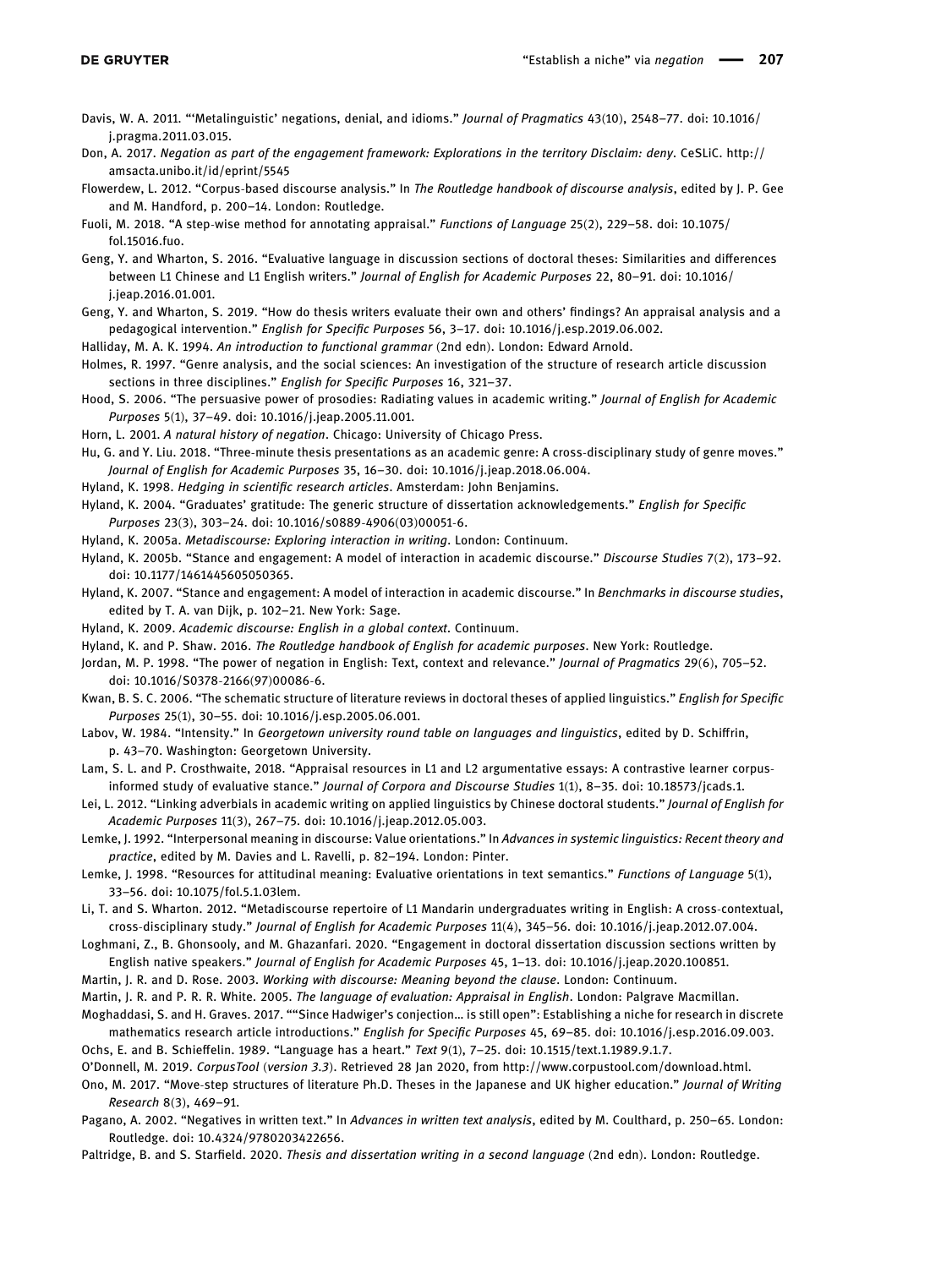Davis, W. A. 2011. "'Metalinguistic' negations, denial, and idioms." *Journal of Pragmatics* 43(10), 2548–77. doi: 10.1016/j.pragma.2011.03.015.

Don, A. 2017. *Negation as part of the engagement framework: Explorations in the territory Disclaim: deny*. CeSLiC. http://amsacta.unibo.it/id/eprint/5545

Flowerdew, L. 2012. "Corpus-based discourse analysis." In *The Routledge handbook of discourse analysis*, edited by J. P. Gee and M. Handford, p. 200–14. London: Routledge.

Fuoli, M. 2018. "A step-wise method for annotating appraisal." *Functions of Language* 25(2), 229–58. doi: 10.1075/fol.15016.fuo.

Geng, Y. and Wharton, S. 2016. "Evaluative language in discussion sections of doctoral theses: Similarities and differences between L1 Chinese and L1 English writers." *Journal of English for Academic Purposes* 22, 80–91. doi: 10.1016/j.jeap.2016.01.001.

Geng, Y. and Wharton, S. 2019. "How do thesis writers evaluate their own and others' findings? An appraisal analysis and a pedagogical intervention." *English for Specific Purposes* 56, 3–17. doi: 10.1016/j.esp.2019.06.002.

Halliday, M. A. K. 1994. *An introduction to functional grammar* (2nd edn). London: Edward Arnold.

Holmes, R. 1997. "Genre analysis, and the social sciences: An investigation of the structure of research article discussion sections in three disciplines." *English for Specific Purposes* 16, 321–37.

Hood, S. 2006. "The persuasive power of prosodies: Radiating values in academic writing." *Journal of English for Academic Purposes* 5(1), 37–49. doi: 10.1016/j.jeap.2005.11.001.

Horn, L. 2001. *A natural history of negation*. Chicago: University of Chicago Press.

Hu, G. and Y. Liu. 2018. "Three-minute thesis presentations as an academic genre: A cross-disciplinary study of genre moves." *Journal of English for Academic Purposes* 35, 16–30. doi: 10.1016/j.jeap.2018.06.004.

Hyland, K. 1998. *Hedging in scientific research articles*. Amsterdam: John Benjamins.

Hyland, K. 2004. "Graduates' gratitude: The generic structure of dissertation acknowledgements." *English for Specific Purposes* 23(3), 303–24. doi: 10.1016/s0889-4906(03)00051-6.

Hyland, K. 2005a. *Metadiscourse: Exploring interaction in writing*. London: Continuum.

Hyland, K. 2005b. "Stance and engagement: A model of interaction in academic discourse." *Discourse Studies* 7(2), 173–92. doi: 10.1177/1461445605050365.

Hyland, K. 2007. "Stance and engagement: A model of interaction in academic discourse." In *Benchmarks in discourse studies*, edited by T. A. van Dijk, p. 102–21. New York: Sage.

Hyland, K. 2009. *Academic discourse: English in a global context*. Continuum.

Hyland, K. and P. Shaw. 2016. *The Routledge handbook of English for academic purposes*. New York: Routledge.

Jordan, M. P. 1998. "The power of negation in English: Text, context and relevance." *Journal of Pragmatics* 29(6), 705–52. doi: 10.1016/S0378-2166(97)00086-6.

Kwan, B. S. C. 2006. "The schematic structure of literature reviews in doctoral theses of applied linguistics." *English for Specific Purposes* 25(1), 30–55. doi: 10.1016/j.esp.2005.06.001.

Labov, W. 1984. "Intensity." In *Georgetown university round table on languages and linguistics*, edited by D. Schiffrin, p. 43–70. Washington: Georgetown University.

Lam, S. L. and P. Crosthwaite, 2018. "Appraisal resources in L1 and L2 argumentative essays: A contrastive learner corpus-informed study of evaluative stance." *Journal of Corpora and Discourse Studies* 1(1), 8–35. doi: 10.18573/jcads.1.

Lei, L. 2012. "Linking adverbials in academic writing on applied linguistics by Chinese doctoral students." *Journal of English for Academic Purposes* 11(3), 267–75. doi: 10.1016/j.jeap.2012.05.003.

Lemke, J. 1992. "Interpersonal meaning in discourse: Value orientations." In *Advances in systemic linguistics: Recent theory and practice*, edited by M. Davies and L. Ravelli, p. 82–194. London: Pinter.

Lemke, J. 1998. "Resources for attitudinal meaning: Evaluative orientations in text semantics." *Functions of Language* 5(1), 33–56. doi: 10.1075/fol.5.1.03lem.

Li, T. and S. Wharton. 2012. "Metadiscourse repertoire of L1 Mandarin undergraduates writing in English: A cross-contextual, cross-disciplinary study." *Journal of English for Academic Purposes* 11(4), 345–56. doi: 10.1016/j.jeap.2012.07.004.

Loghmani, Z., B. Ghonsooly, and M. Ghazanfari. 2020. "Engagement in doctoral dissertation discussion sections written by English native speakers." *Journal of English for Academic Purposes* 45, 1–13. doi: 10.1016/j.jeap.2020.100851.

Martin, J. R. and D. Rose. 2003. *Working with discourse: Meaning beyond the clause*. London: Continuum.

Martin, J. R. and P. R. R. White. 2005. *The language of evaluation: Appraisal in English*. London: Palgrave Macmillan.

Moghaddasi, S. and H. Graves. 2017. ""Since Hadwiger's conjection… is still open": Establishing a niche for research in discrete mathematics research article introductions." *English for Specific Purposes* 45, 69–85. doi: 10.1016/j.esp.2016.09.003.

Ochs, E. and B. Schieffelin. 1989. "Language has a heart." *Text* 9(1), 7–25. doi: 10.1515/text.1.1989.9.1.7.

O'Donnell, M. 2019. *CorpusTool* (*version 3.3*). Retrieved 28 Jan 2020, from http://www.corpustool.com/download.html.

Ono, M. 2017. "Move-step structures of literature Ph.D. Theses in the Japanese and UK higher education." *Journal of Writing Research* 8(3), 469–91.

Pagano, A. 2002. "Negatives in written text." In *Advances in written text analysis*, edited by M. Coulthard, p. 250–65. London: Routledge. doi: 10.4324/9780203422656.

Paltridge, B. and S. Starfield. 2020. *Thesis and dissertation writing in a second language* (2nd edn). London: Routledge.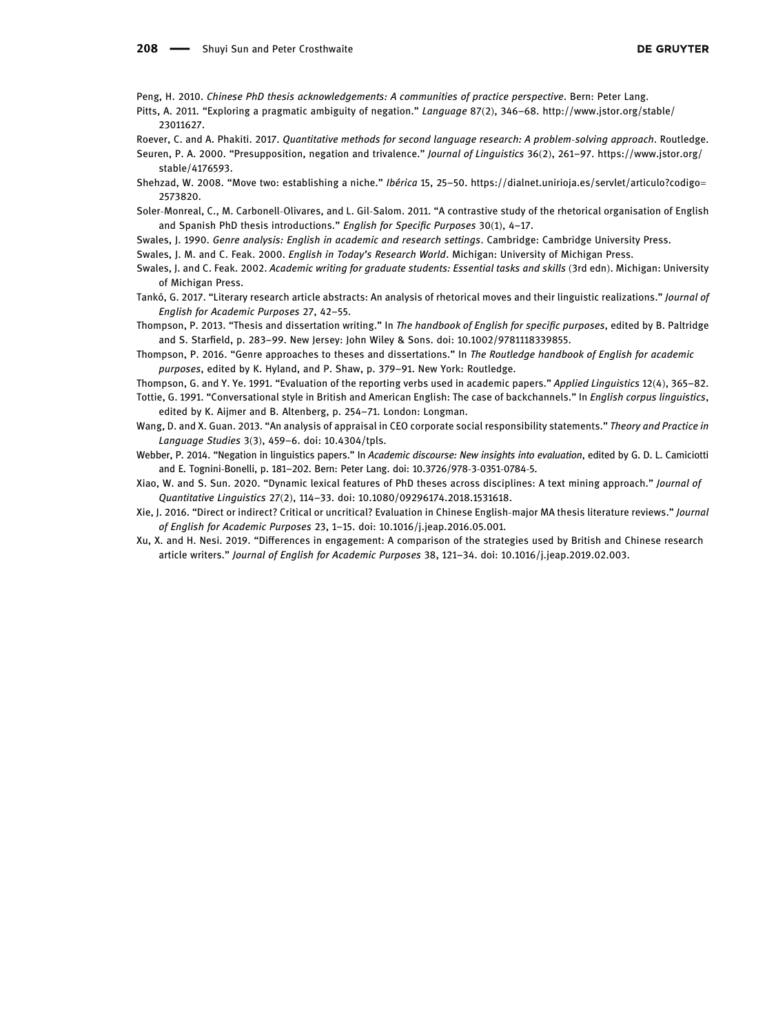Peng, H. 2010. *Chinese PhD thesis acknowledgements: A communities of practice perspective*. Bern: Peter Lang.

Pitts, A. 2011. "Exploring a pragmatic ambiguity of negation." *Language* 87(2), 346–68. http://www.jstor.org/stable/23011627.

Roever, C. and A. Phakiti. 2017. *Quantitative methods for second language research: A problem-solving approach*. Routledge.

Seuren, P. A. 2000. "Presupposition, negation and trivalence." *Journal of Linguistics* 36(2), 261–97. https://www.jstor.org/stable/4176593.

Shehzad, W. 2008. "Move two: establishing a niche." *Ibérica* 15, 25–50. https://dialnet.unirioja.es/servlet/articulo?codigo=2573820.

Soler-Monreal, C., M. Carbonell-Olivares, and L. Gil-Salom. 2011. "A contrastive study of the rhetorical organisation of English and Spanish PhD thesis introductions." *English for Specific Purposes* 30(1), 4–17.

Swales, J. 1990. *Genre analysis: English in academic and research settings*. Cambridge: Cambridge University Press.

Swales, J. M. and C. Feak. 2000. *English in Today's Research World*. Michigan: University of Michigan Press.

Swales, J. and C. Feak. 2002. *Academic writing for graduate students: Essential tasks and skills* (3rd edn). Michigan: University of Michigan Press.

Tankó, G. 2017. "Literary research article abstracts: An analysis of rhetorical moves and their linguistic realizations." *Journal of English for Academic Purposes* 27, 42–55.

Thompson, P. 2013. "Thesis and dissertation writing." In *The handbook of English for specific purposes*, edited by B. Paltridge and S. Starfield, p. 283–99. New Jersey: John Wiley & Sons. doi: 10.1002/9781118339855.

Thompson, P. 2016. "Genre approaches to theses and dissertations." In *The Routledge handbook of English for academic purposes*, edited by K. Hyland, and P. Shaw, p. 379–91. New York: Routledge.

Thompson, G. and Y. Ye. 1991. "Evaluation of the reporting verbs used in academic papers." *Applied Linguistics* 12(4), 365–82.

Tottie, G. 1991. "Conversational style in British and American English: The case of backchannels." In *English corpus linguistics*, edited by K. Aijmer and B. Altenberg, p. 254–71. London: Longman.

Wang, D. and X. Guan. 2013. "An analysis of appraisal in CEO corporate social responsibility statements." *Theory and Practice in Language Studies* 3(3), 459–6. doi: 10.4304/tpls.

Webber, P. 2014. "Negation in linguistics papers." In *Academic discourse: New insights into evaluation*, edited by G. D. L. Camiciotti and E. Tognini-Bonelli, p. 181–202. Bern: Peter Lang. doi: 10.3726/978-3-0351-0784-5.

Xiao, W. and S. Sun. 2020. "Dynamic lexical features of PhD theses across disciplines: A text mining approach." *Journal of Quantitative Linguistics* 27(2), 114–33. doi: 10.1080/09296174.2018.1531618.

Xie, J. 2016. "Direct or indirect? Critical or uncritical? Evaluation in Chinese English-major MA thesis literature reviews." *Journal of English for Academic Purposes* 23, 1–15. doi: 10.1016/j.jeap.2016.05.001.

Xu, X. and H. Nesi. 2019. "Differences in engagement: A comparison of the strategies used by British and Chinese research article writers." *Journal of English for Academic Purposes* 38, 121–34. doi: 10.1016/j.jeap.2019.02.003.